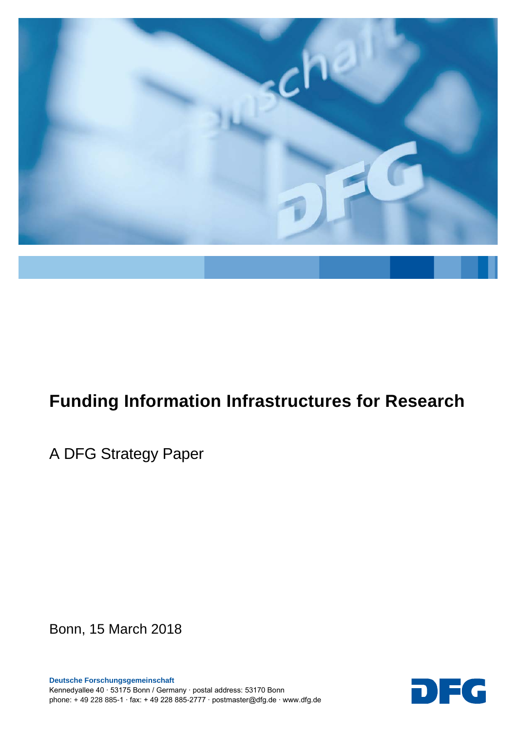# Funding Information Infrastructures for Research

A DFG Strategy Paper

Bonn, 15 March 2018

**Deutsche Forschungsgemeinschaft**
Kennedyallee 40 · 53175 Bonn / Germany · postal address: 53170 Bonn
phone: + 49 228 885-1 · fax: + 49 228 885-2777 · postmaster@dfg.de · www.dfg.de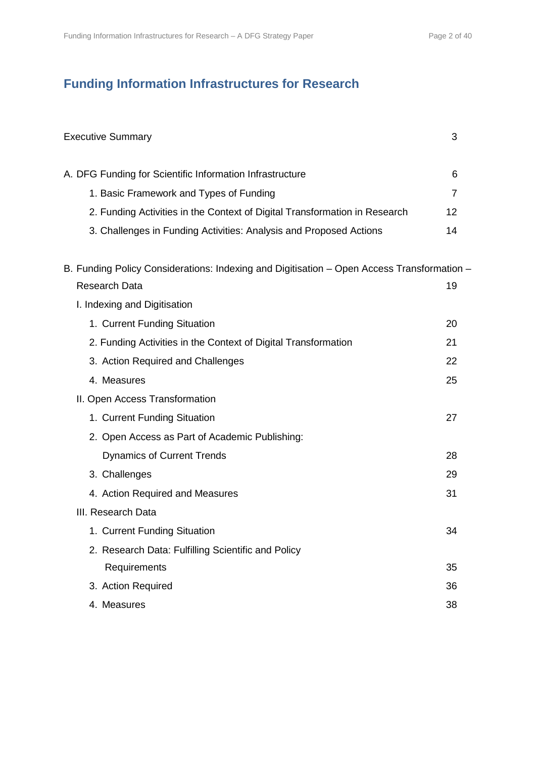# Funding Information Infrastructures for Research

| | |
|---|---|
| Executive Summary | 3 |
| A. DFG Funding for Scientific Information Infrastructure | 6 |
| 1. Basic Framework and Types of Funding | 7 |
| 2. Funding Activities in the Context of Digital Transformation in Research | 12 |
| 3. Challenges in Funding Activities: Analysis and Proposed Actions | 14 |
| B. Funding Policy Considerations: Indexing and Digitisation – Open Access Transformation – Research Data | 19 |
| I. Indexing and Digitisation | |
| 1. Current Funding Situation | 20 |
| 2. Funding Activities in the Context of Digital Transformation | 21 |
| 3. Action Required and Challenges | 22 |
| 4. Measures | 25 |
| II. Open Access Transformation | |
| 1. Current Funding Situation | 27 |
| 2. Open Access as Part of Academic Publishing: Dynamics of Current Trends | 28 |
| 3. Challenges | 29 |
| 4. Action Required and Measures | 31 |
| III. Research Data | |
| 1. Current Funding Situation | 34 |
| 2. Research Data: Fulfilling Scientific and Policy Requirements | 35 |
| 3. Action Required | 36 |
| 4. Measures | 38 |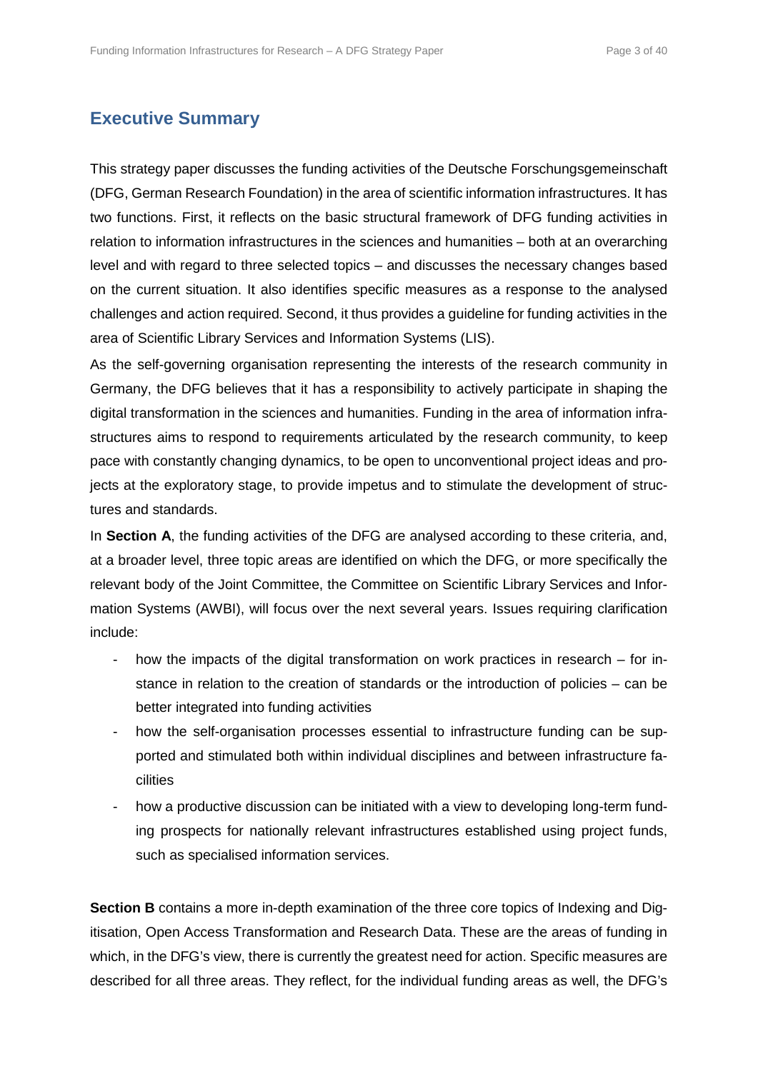## Executive Summary

This strategy paper discusses the funding activities of the Deutsche Forschungsgemeinschaft (DFG, German Research Foundation) in the area of scientific information infrastructures. It has two functions. First, it reflects on the basic structural framework of DFG funding activities in relation to information infrastructures in the sciences and humanities – both at an overarching level and with regard to three selected topics – and discusses the necessary changes based on the current situation. It also identifies specific measures as a response to the analysed challenges and action required. Second, it thus provides a guideline for funding activities in the area of Scientific Library Services and Information Systems (LIS).

As the self-governing organisation representing the interests of the research community in Germany, the DFG believes that it has a responsibility to actively participate in shaping the digital transformation in the sciences and humanities. Funding in the area of information infrastructures aims to respond to requirements articulated by the research community, to keep pace with constantly changing dynamics, to be open to unconventional project ideas and projects at the exploratory stage, to provide impetus and to stimulate the development of structures and standards.

In **Section A**, the funding activities of the DFG are analysed according to these criteria, and, at a broader level, three topic areas are identified on which the DFG, or more specifically the relevant body of the Joint Committee, the Committee on Scientific Library Services and Information Systems (AWBI), will focus over the next several years. Issues requiring clarification include:

- how the impacts of the digital transformation on work practices in research – for instance in relation to the creation of standards or the introduction of policies – can be better integrated into funding activities
- how the self-organisation processes essential to infrastructure funding can be supported and stimulated both within individual disciplines and between infrastructure facilities
- how a productive discussion can be initiated with a view to developing long-term funding prospects for nationally relevant infrastructures established using project funds, such as specialised information services.

**Section B** contains a more in-depth examination of the three core topics of Indexing and Digitisation, Open Access Transformation and Research Data. These are the areas of funding in which, in the DFG's view, there is currently the greatest need for action. Specific measures are described for all three areas. They reflect, for the individual funding areas as well, the DFG's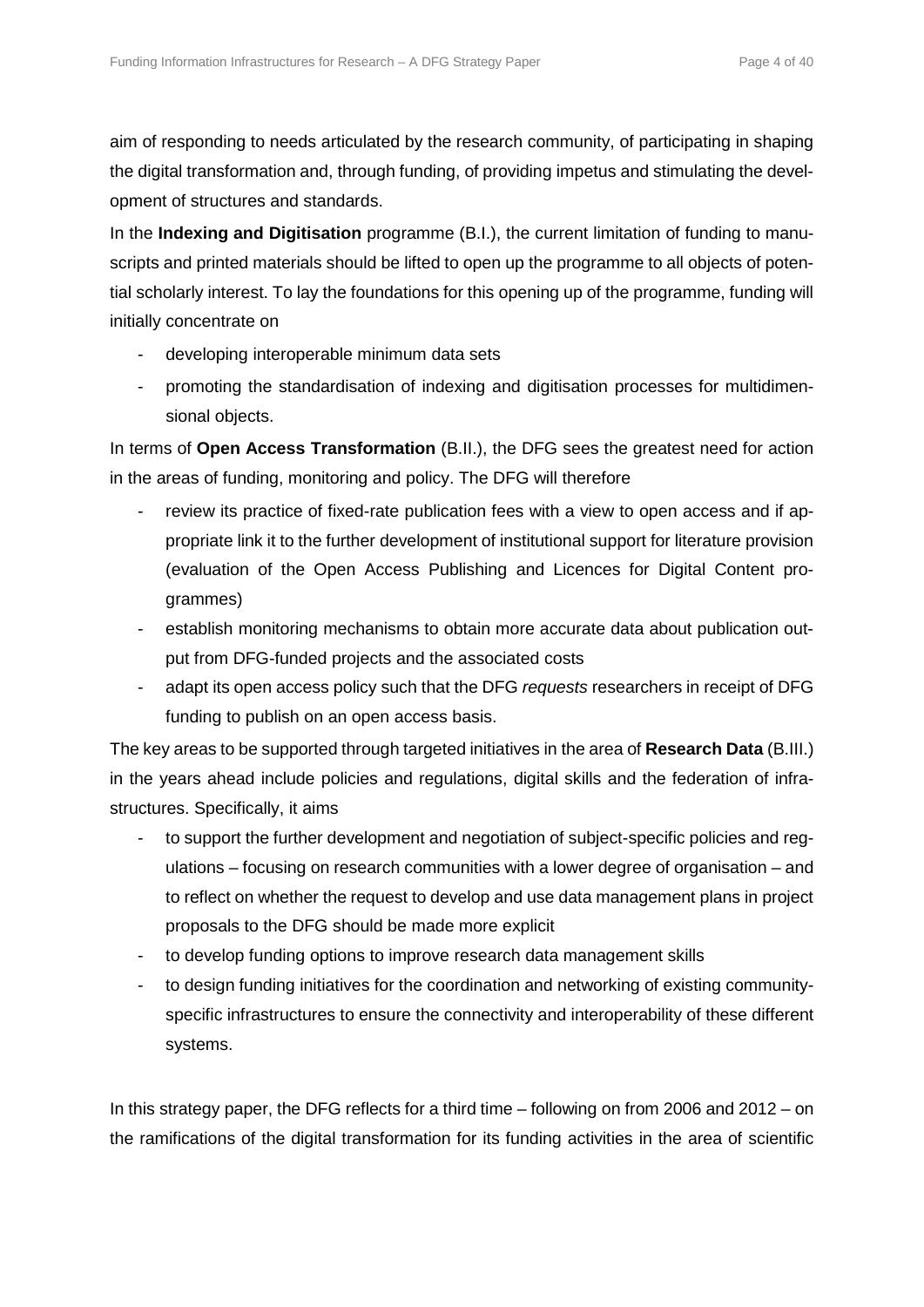aim of responding to needs articulated by the research community, of participating in shaping the digital transformation and, through funding, of providing impetus and stimulating the development of structures and standards.

In the **Indexing and Digitisation** programme (B.I.), the current limitation of funding to manuscripts and printed materials should be lifted to open up the programme to all objects of potential scholarly interest. To lay the foundations for this opening up of the programme, funding will initially concentrate on

- developing interoperable minimum data sets
- promoting the standardisation of indexing and digitisation processes for multidimensional objects.

In terms of **Open Access Transformation** (B.II.), the DFG sees the greatest need for action in the areas of funding, monitoring and policy. The DFG will therefore

- review its practice of fixed-rate publication fees with a view to open access and if appropriate link it to the further development of institutional support for literature provision (evaluation of the Open Access Publishing and Licences for Digital Content programmes)
- establish monitoring mechanisms to obtain more accurate data about publication output from DFG-funded projects and the associated costs
- adapt its open access policy such that the DFG *requests* researchers in receipt of DFG funding to publish on an open access basis.

The key areas to be supported through targeted initiatives in the area of **Research Data** (B.III.) in the years ahead include policies and regulations, digital skills and the federation of infrastructures. Specifically, it aims

- to support the further development and negotiation of subject-specific policies and regulations – focusing on research communities with a lower degree of organisation – and to reflect on whether the request to develop and use data management plans in project proposals to the DFG should be made more explicit
- to develop funding options to improve research data management skills
- to design funding initiatives for the coordination and networking of existing community-specific infrastructures to ensure the connectivity and interoperability of these different systems.

In this strategy paper, the DFG reflects for a third time – following on from 2006 and 2012 – on the ramifications of the digital transformation for its funding activities in the area of scientific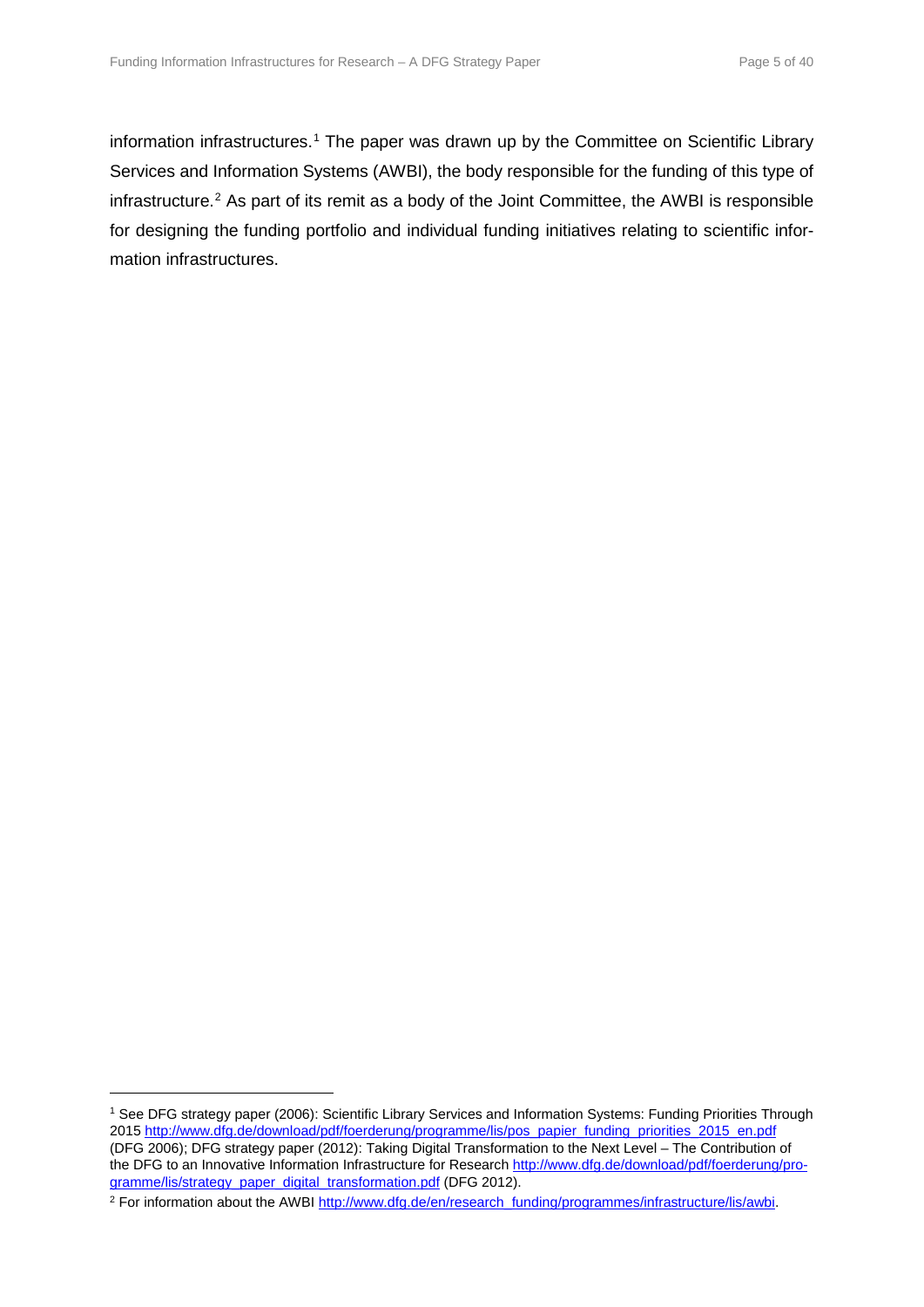information infrastructures.[1] The paper was drawn up by the Committee on Scientific Library Services and Information Systems (AWBI), the body responsible for the funding of this type of infrastructure.[2] As part of its remit as a body of the Joint Committee, the AWBI is responsible for designing the funding portfolio and individual funding initiatives relating to scientific information infrastructures.

---

[1] See DFG strategy paper (2006): Scientific Library Services and Information Systems: Funding Priorities Through 2015 http://www.dfg.de/download/pdf/foerderung/programme/lis/pos_papier_funding_priorities_2015_en.pdf (DFG 2006); DFG strategy paper (2012): Taking Digital Transformation to the Next Level – The Contribution of the DFG to an Innovative Information Infrastructure for Research http://www.dfg.de/download/pdf/foerderung/programme/lis/strategy_paper_digital_transformation.pdf (DFG 2012).

[2] For information about the AWBI http://www.dfg.de/en/research_funding/programmes/infrastructure/lis/awbi.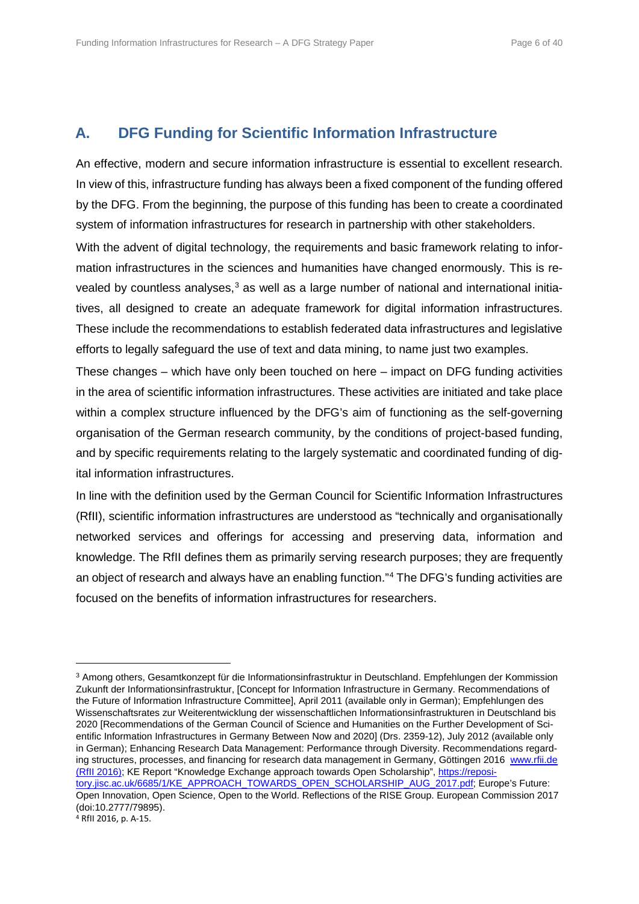## A. DFG Funding for Scientific Information Infrastructure

An effective, modern and secure information infrastructure is essential to excellent research. In view of this, infrastructure funding has always been a fixed component of the funding offered by the DFG. From the beginning, the purpose of this funding has been to create a coordinated system of information infrastructures for research in partnership with other stakeholders.

With the advent of digital technology, the requirements and basic framework relating to information infrastructures in the sciences and humanities have changed enormously. This is revealed by countless analyses,[3] as well as a large number of national and international initiatives, all designed to create an adequate framework for digital information infrastructures. These include the recommendations to establish federated data infrastructures and legislative efforts to legally safeguard the use of text and data mining, to name just two examples.

These changes – which have only been touched on here – impact on DFG funding activities in the area of scientific information infrastructures. These activities are initiated and take place within a complex structure influenced by the DFG's aim of functioning as the self-governing organisation of the German research community, by the conditions of project-based funding, and by specific requirements relating to the largely systematic and coordinated funding of digital information infrastructures.

In line with the definition used by the German Council for Scientific Information Infrastructures (RfII), scientific information infrastructures are understood as "technically and organisationally networked services and offerings for accessing and preserving data, information and knowledge. The RfII defines them as primarily serving research purposes; they are frequently an object of research and always have an enabling function."[4] The DFG's funding activities are focused on the benefits of information infrastructures for researchers.

---

[3] Among others, Gesamtkonzept für die Informationsinfrastruktur in Deutschland. Empfehlungen der Kommission Zukunft der Informationsinfrastruktur, [Concept for Information Infrastructure in Germany. Recommendations of the Future of Information Infrastructure Committee], April 2011 (available only in German); Empfehlungen des Wissenschaftsrates zur Weiterentwicklung der wissenschaftlichen Informationsinfrastrukturen in Deutschland bis 2020 [Recommendations of the German Council of Science and Humanities on the Further Development of Scientific Information Infrastructures in Germany Between Now and 2020] (Drs. 2359-12), July 2012 (available only in German); Enhancing Research Data Management: Performance through Diversity. Recommendations regarding structures, processes, and financing for research data management in Germany, Göttingen 2016 www.rfii.de (RfII 2016); KE Report "Knowledge Exchange approach towards Open Scholarship", https://repository.jisc.ac.uk/6685/1/KE_APPROACH_TOWARDS_OPEN_SCHOLARSHIP_AUG_2017.pdf; Europe's Future: Open Innovation, Open Science, Open to the World. Reflections of the RISE Group. European Commission 2017 (doi:10.2777/79895).

[4] RfII 2016, p. A-15.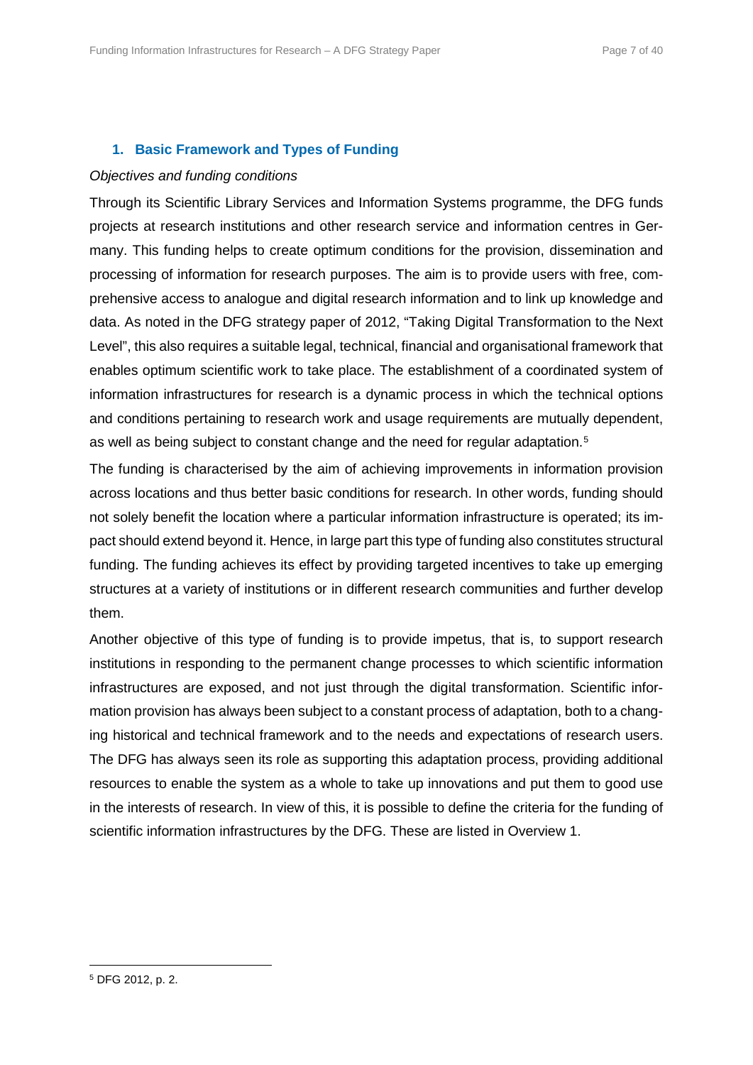## 1. Basic Framework and Types of Funding

*Objectives and funding conditions*

Through its Scientific Library Services and Information Systems programme, the DFG funds projects at research institutions and other research service and information centres in Germany. This funding helps to create optimum conditions for the provision, dissemination and processing of information for research purposes. The aim is to provide users with free, comprehensive access to analogue and digital research information and to link up knowledge and data. As noted in the DFG strategy paper of 2012, "Taking Digital Transformation to the Next Level", this also requires a suitable legal, technical, financial and organisational framework that enables optimum scientific work to take place. The establishment of a coordinated system of information infrastructures for research is a dynamic process in which the technical options and conditions pertaining to research work and usage requirements are mutually dependent, as well as being subject to constant change and the need for regular adaptation.[5]

The funding is characterised by the aim of achieving improvements in information provision across locations and thus better basic conditions for research. In other words, funding should not solely benefit the location where a particular information infrastructure is operated; its impact should extend beyond it. Hence, in large part this type of funding also constitutes structural funding. The funding achieves its effect by providing targeted incentives to take up emerging structures at a variety of institutions or in different research communities and further develop them.

Another objective of this type of funding is to provide impetus, that is, to support research institutions in responding to the permanent change processes to which scientific information infrastructures are exposed, and not just through the digital transformation. Scientific information provision has always been subject to a constant process of adaptation, both to a changing historical and technical framework and to the needs and expectations of research users. The DFG has always seen its role as supporting this adaptation process, providing additional resources to enable the system as a whole to take up innovations and put them to good use in the interests of research. In view of this, it is possible to define the criteria for the funding of scientific information infrastructures by the DFG. These are listed in Overview 1.

---

[5] DFG 2012, p. 2.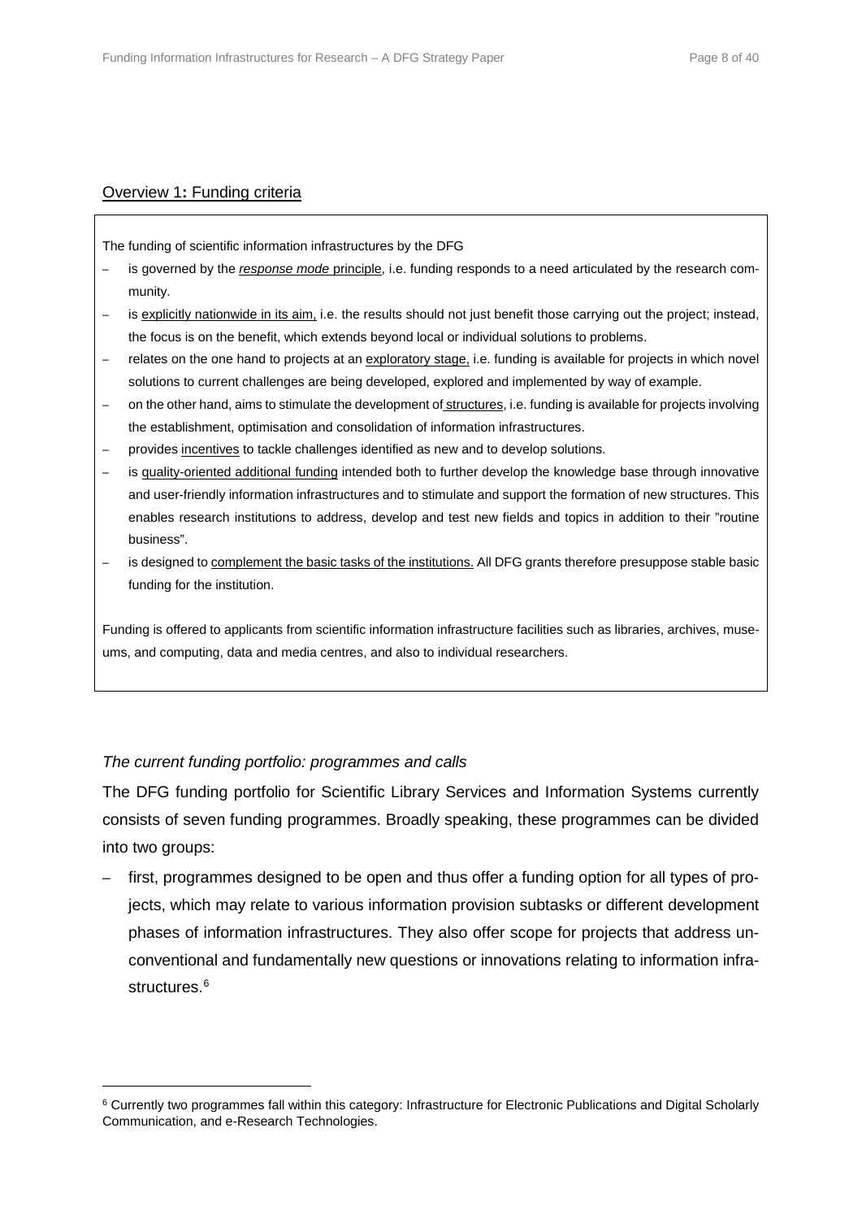Overview 1: Funding criteria

The funding of scientific information infrastructures by the DFG

- is governed by the *response mode* principle, i.e. funding responds to a need articulated by the research community.
- is explicitly nationwide in its aim, i.e. the results should not just benefit those carrying out the project; instead, the focus is on the benefit, which extends beyond local or individual solutions to problems.
- relates on the one hand to projects at an exploratory stage, i.e. funding is available for projects in which novel solutions to current challenges are being developed, explored and implemented by way of example.
- on the other hand, aims to stimulate the development of structures, i.e. funding is available for projects involving the establishment, optimisation and consolidation of information infrastructures.
- provides incentives to tackle challenges identified as new and to develop solutions.
- is quality-oriented additional funding intended both to further develop the knowledge base through innovative and user-friendly information infrastructures and to stimulate and support the formation of new structures. This enables research institutions to address, develop and test new fields and topics in addition to their "routine business".
- is designed to complement the basic tasks of the institutions. All DFG grants therefore presuppose stable basic funding for the institution.

Funding is offered to applicants from scientific information infrastructure facilities such as libraries, archives, museums, and computing, data and media centres, and also to individual researchers.

*The current funding portfolio: programmes and calls*

The DFG funding portfolio for Scientific Library Services and Information Systems currently consists of seven funding programmes. Broadly speaking, these programmes can be divided into two groups:

- first, programmes designed to be open and thus offer a funding option for all types of projects, which may relate to various information provision subtasks or different development phases of information infrastructures. They also offer scope for projects that address unconventional and fundamentally new questions or innovations relating to information infrastructures.[6]

[6] Currently two programmes fall within this category: Infrastructure for Electronic Publications and Digital Scholarly Communication, and e-Research Technologies.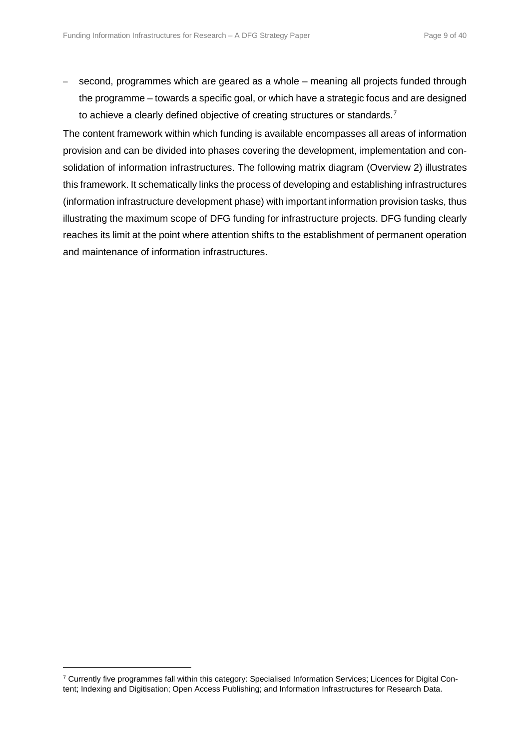– second, programmes which are geared as a whole – meaning all projects funded through the programme – towards a specific goal, or which have a strategic focus and are designed to achieve a clearly defined objective of creating structures or standards.[7]

The content framework within which funding is available encompasses all areas of information provision and can be divided into phases covering the development, implementation and consolidation of information infrastructures. The following matrix diagram (Overview 2) illustrates this framework. It schematically links the process of developing and establishing infrastructures (information infrastructure development phase) with important information provision tasks, thus illustrating the maximum scope of DFG funding for infrastructure projects. DFG funding clearly reaches its limit at the point where attention shifts to the establishment of permanent operation and maintenance of information infrastructures.

---

[7] Currently five programmes fall within this category: Specialised Information Services; Licences for Digital Content; Indexing and Digitisation; Open Access Publishing; and Information Infrastructures for Research Data.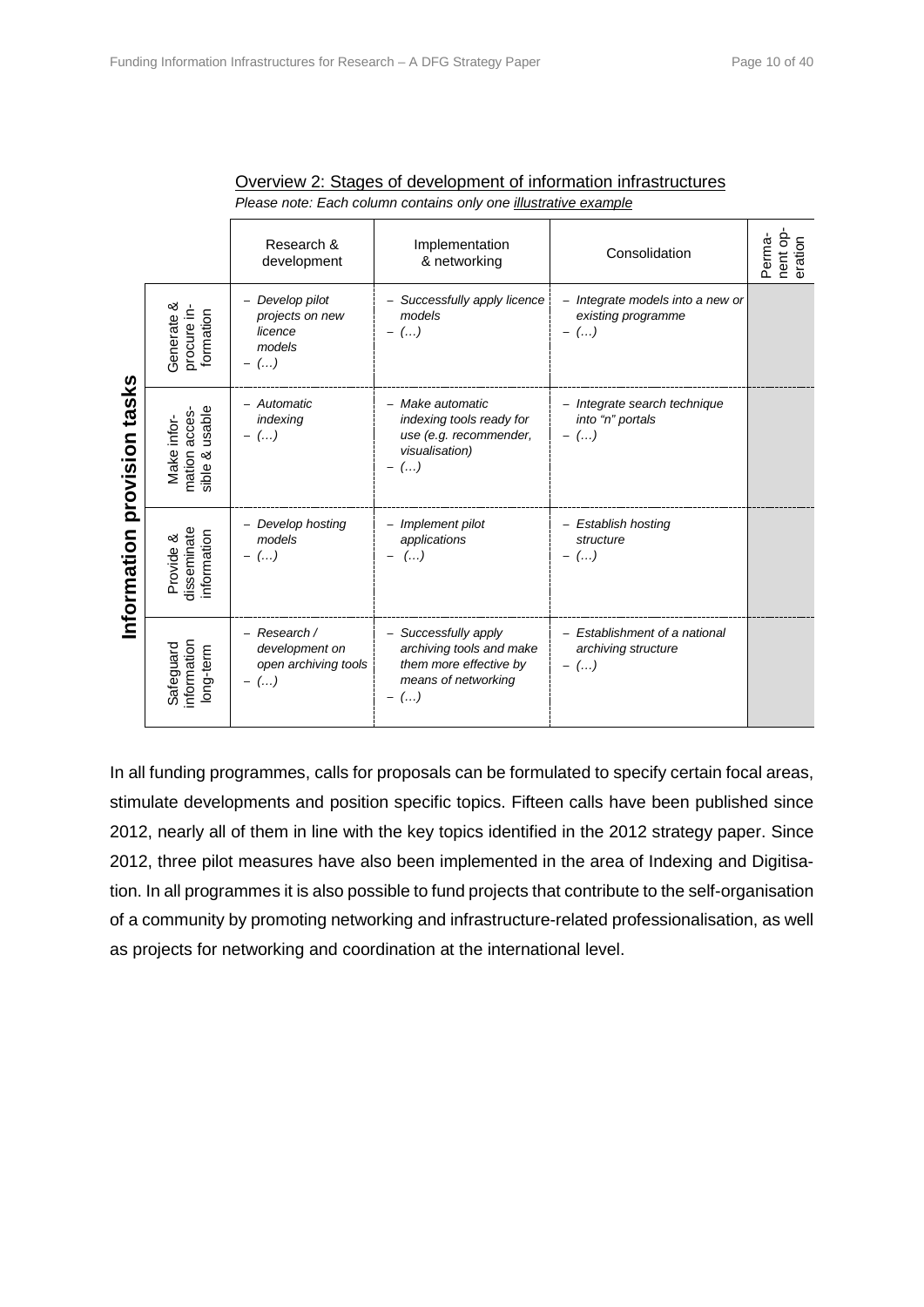Overview 2: Stages of development of information infrastructures

*Please note: Each column contains only one illustrative example*

| Information provision tasks | Research & development | Implementation & networking | Consolidation | Permanent operation |
|---|---|---|---|---|
| Generate & procure information | – *Develop pilot projects on new licence models*<br>– *(…)* | – *Successfully apply licence models*<br>– *(…)* | – *Integrate models into a new or existing programme*<br>– *(…)* | |
| Make information accessible & usable | – *Automatic indexing*<br>– *(…)* | – *Make automatic indexing tools ready for use (e.g. recommender, visualisation)*<br>– *(…)* | – *Integrate search technique into "n" portals*<br>– *(…)* | |
| Provide & disseminate information | – *Develop hosting models*<br>– *(…)* | – *Implement pilot applications*<br>– *(…)* | – *Establish hosting structure*<br>– *(…)* | |
| Safeguard information long-term | – *Research / development on open archiving tools*<br>– *(…)* | – *Successfully apply archiving tools and make them more effective by means of networking*<br>– *(…)* | – *Establishment of a national archiving structure*<br>– *(…)* | |

In all funding programmes, calls for proposals can be formulated to specify certain focal areas, stimulate developments and position specific topics. Fifteen calls have been published since 2012, nearly all of them in line with the key topics identified in the 2012 strategy paper. Since 2012, three pilot measures have also been implemented in the area of Indexing and Digitisation. In all programmes it is also possible to fund projects that contribute to the self-organisation of a community by promoting networking and infrastructure-related professionalisation, as well as projects for networking and coordination at the international level.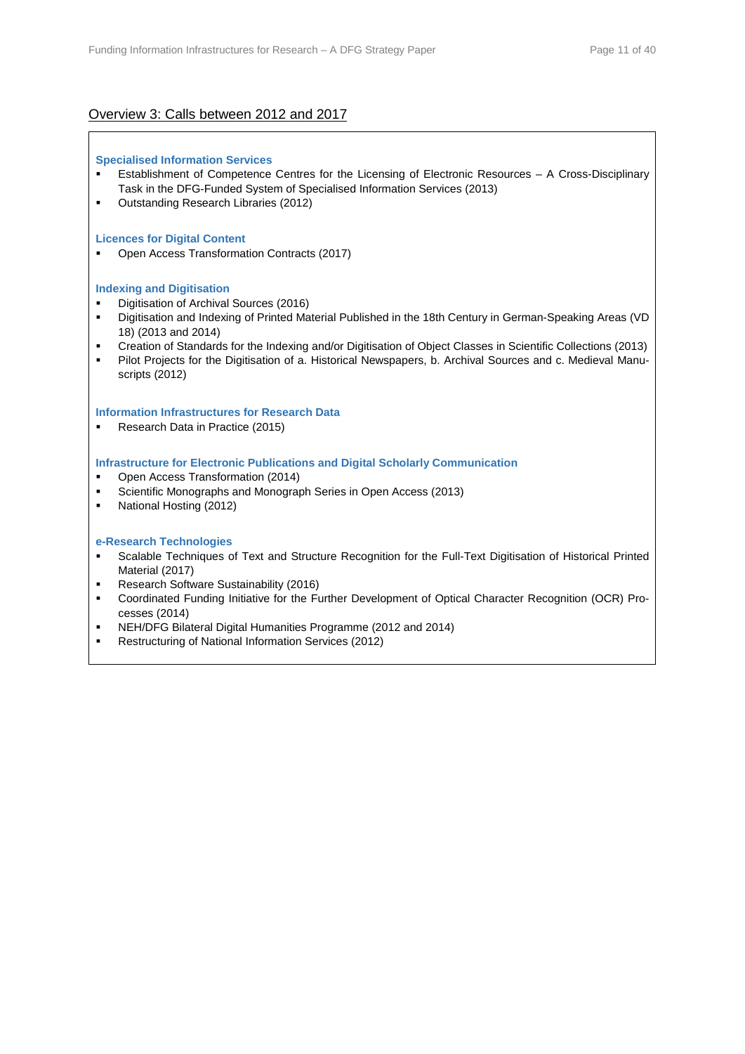## Overview 3: Calls between 2012 and 2017

**Specialised Information Services**

- Establishment of Competence Centres for the Licensing of Electronic Resources – A Cross-Disciplinary Task in the DFG-Funded System of Specialised Information Services (2013)
- Outstanding Research Libraries (2012)

**Licences for Digital Content**

- Open Access Transformation Contracts (2017)

**Indexing and Digitisation**

- Digitisation of Archival Sources (2016)
- Digitisation and Indexing of Printed Material Published in the 18th Century in German-Speaking Areas (VD 18) (2013 and 2014)
- Creation of Standards for the Indexing and/or Digitisation of Object Classes in Scientific Collections (2013)
- Pilot Projects for the Digitisation of a. Historical Newspapers, b. Archival Sources and c. Medieval Manuscripts (2012)

**Information Infrastructures for Research Data**

- Research Data in Practice (2015)

**Infrastructure for Electronic Publications and Digital Scholarly Communication**

- Open Access Transformation (2014)
- Scientific Monographs and Monograph Series in Open Access (2013)
- National Hosting (2012)

**e-Research Technologies**

- Scalable Techniques of Text and Structure Recognition for the Full-Text Digitisation of Historical Printed Material (2017)
- Research Software Sustainability (2016)
- Coordinated Funding Initiative for the Further Development of Optical Character Recognition (OCR) Processes (2014)
- NEH/DFG Bilateral Digital Humanities Programme (2012 and 2014)
- Restructuring of National Information Services (2012)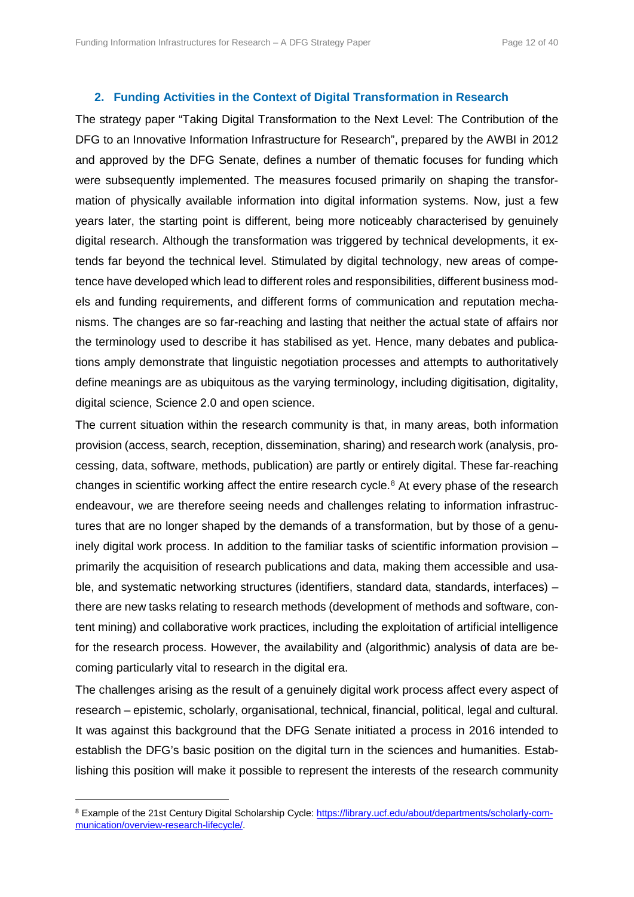## 2. Funding Activities in the Context of Digital Transformation in Research

The strategy paper "Taking Digital Transformation to the Next Level: The Contribution of the DFG to an Innovative Information Infrastructure for Research", prepared by the AWBI in 2012 and approved by the DFG Senate, defines a number of thematic focuses for funding which were subsequently implemented. The measures focused primarily on shaping the transformation of physically available information into digital information systems. Now, just a few years later, the starting point is different, being more noticeably characterised by genuinely digital research. Although the transformation was triggered by technical developments, it extends far beyond the technical level. Stimulated by digital technology, new areas of competence have developed which lead to different roles and responsibilities, different business models and funding requirements, and different forms of communication and reputation mechanisms. The changes are so far-reaching and lasting that neither the actual state of affairs nor the terminology used to describe it has stabilised as yet. Hence, many debates and publications amply demonstrate that linguistic negotiation processes and attempts to authoritatively define meanings are as ubiquitous as the varying terminology, including digitisation, digitality, digital science, Science 2.0 and open science.

The current situation within the research community is that, in many areas, both information provision (access, search, reception, dissemination, sharing) and research work (analysis, processing, data, software, methods, publication) are partly or entirely digital. These far-reaching changes in scientific working affect the entire research cycle.[8] At every phase of the research endeavour, we are therefore seeing needs and challenges relating to information infrastructures that are no longer shaped by the demands of a transformation, but by those of a genuinely digital work process. In addition to the familiar tasks of scientific information provision – primarily the acquisition of research publications and data, making them accessible and usable, and systematic networking structures (identifiers, standard data, standards, interfaces) – there are new tasks relating to research methods (development of methods and software, content mining) and collaborative work practices, including the exploitation of artificial intelligence for the research process. However, the availability and (algorithmic) analysis of data are becoming particularly vital to research in the digital era.

The challenges arising as the result of a genuinely digital work process affect every aspect of research – epistemic, scholarly, organisational, technical, financial, political, legal and cultural. It was against this background that the DFG Senate initiated a process in 2016 intended to establish the DFG's basic position on the digital turn in the sciences and humanities. Establishing this position will make it possible to represent the interests of the research community

---

[8] Example of the 21st Century Digital Scholarship Cycle: https://library.ucf.edu/about/departments/scholarly-communication/overview-research-lifecycle/.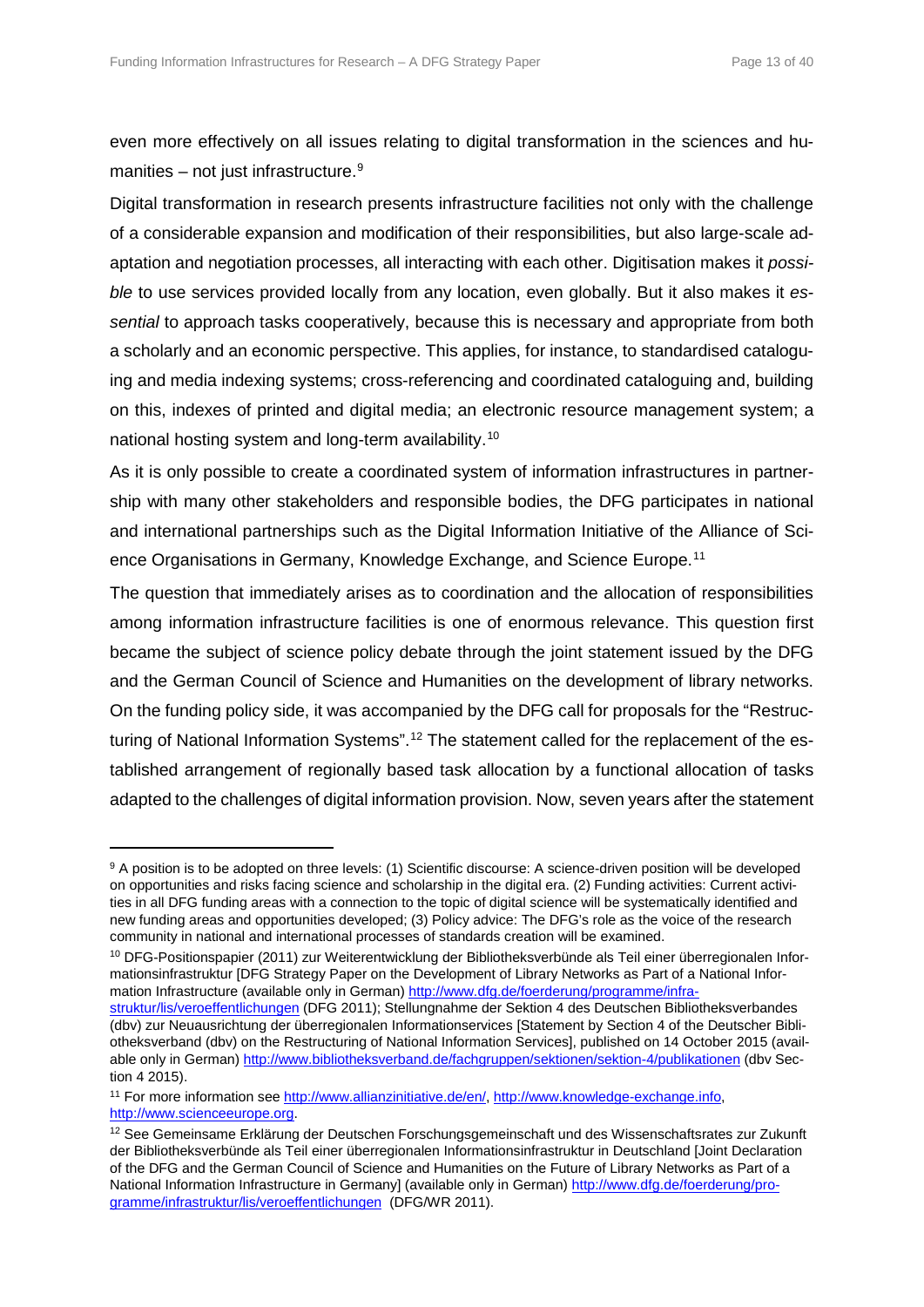even more effectively on all issues relating to digital transformation in the sciences and humanities – not just infrastructure.[9]

Digital transformation in research presents infrastructure facilities not only with the challenge of a considerable expansion and modification of their responsibilities, but also large-scale adaptation and negotiation processes, all interacting with each other. Digitisation makes it *possible* to use services provided locally from any location, even globally. But it also makes it *essential* to approach tasks cooperatively, because this is necessary and appropriate from both a scholarly and an economic perspective. This applies, for instance, to standardised cataloguing and media indexing systems; cross-referencing and coordinated cataloguing and, building on this, indexes of printed and digital media; an electronic resource management system; a national hosting system and long-term availability.[10]

As it is only possible to create a coordinated system of information infrastructures in partnership with many other stakeholders and responsible bodies, the DFG participates in national and international partnerships such as the Digital Information Initiative of the Alliance of Science Organisations in Germany, Knowledge Exchange, and Science Europe.[11]

The question that immediately arises as to coordination and the allocation of responsibilities among information infrastructure facilities is one of enormous relevance. This question first became the subject of science policy debate through the joint statement issued by the DFG and the German Council of Science and Humanities on the development of library networks. On the funding policy side, it was accompanied by the DFG call for proposals for the "Restructuring of National Information Systems".[12] The statement called for the replacement of the established arrangement of regionally based task allocation by a functional allocation of tasks adapted to the challenges of digital information provision. Now, seven years after the statement

---

[9] A position is to be adopted on three levels: (1) Scientific discourse: A science-driven position will be developed on opportunities and risks facing science and scholarship in the digital era. (2) Funding activities: Current activities in all DFG funding areas with a connection to the topic of digital science will be systematically identified and new funding areas and opportunities developed; (3) Policy advice: The DFG's role as the voice of the research community in national and international processes of standards creation will be examined.

[10] DFG-Positionspapier (2011) zur Weiterentwicklung der Bibliotheksverbünde als Teil einer überregionalen Informationsinfrastruktur [DFG Strategy Paper on the Development of Library Networks as Part of a National Information Infrastructure (available only in German) http://www.dfg.de/foerderung/programme/infrastruktur/lis/veroeffentlichungen (DFG 2011); Stellungnahme der Sektion 4 des Deutschen Bibliotheksverbandes (dbv) zur Neuausrichtung der überregionalen Informationservices [Statement by Section 4 of the Deutscher Bibliotheksverband (dbv) on the Restructuring of National Information Services], published on 14 October 2015 (available only in German) http://www.bibliotheksverband.de/fachgruppen/sektionen/sektion-4/publikationen (dbv Section 4 2015).

[11] For more information see http://www.allianzinitiative.de/en/, http://www.knowledge-exchange.info, http://www.scienceeurope.org.

[12] See Gemeinsame Erklärung der Deutschen Forschungsgemeinschaft und des Wissenschaftsrates zur Zukunft der Bibliotheksverbünde als Teil einer überregionalen Informationsinfrastruktur in Deutschland [Joint Declaration of the DFG and the German Council of Science and Humanities on the Future of Library Networks as Part of a National Information Infrastructure in Germany] (available only in German) http://www.dfg.de/foerderung/programme/infrastruktur/lis/veroeffentlichungen (DFG/WR 2011).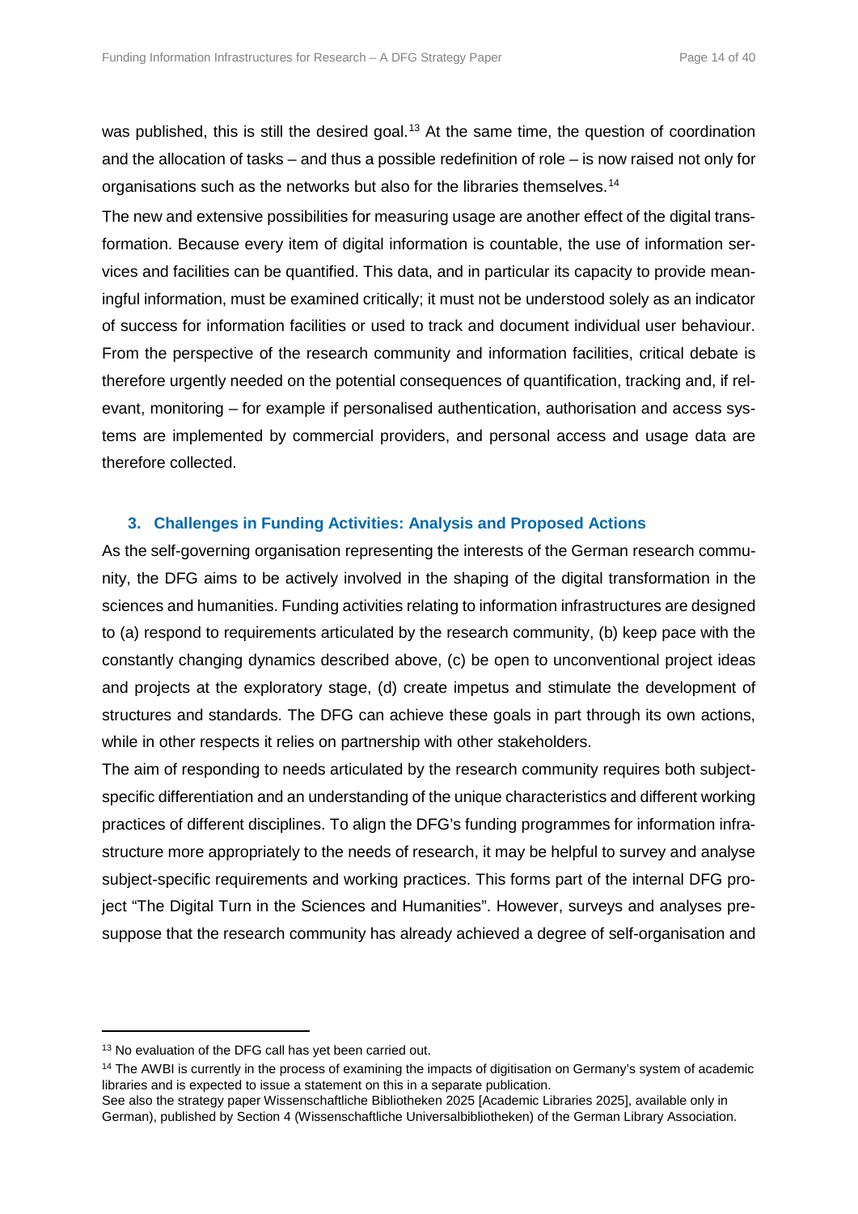was published, this is still the desired goal.[13] At the same time, the question of coordination and the allocation of tasks – and thus a possible redefinition of role – is now raised not only for organisations such as the networks but also for the libraries themselves.[14]

The new and extensive possibilities for measuring usage are another effect of the digital transformation. Because every item of digital information is countable, the use of information services and facilities can be quantified. This data, and in particular its capacity to provide meaningful information, must be examined critically; it must not be understood solely as an indicator of success for information facilities or used to track and document individual user behaviour. From the perspective of the research community and information facilities, critical debate is therefore urgently needed on the potential consequences of quantification, tracking and, if relevant, monitoring – for example if personalised authentication, authorisation and access systems are implemented by commercial providers, and personal access and usage data are therefore collected.

## 3. Challenges in Funding Activities: Analysis and Proposed Actions

As the self-governing organisation representing the interests of the German research community, the DFG aims to be actively involved in the shaping of the digital transformation in the sciences and humanities. Funding activities relating to information infrastructures are designed to (a) respond to requirements articulated by the research community, (b) keep pace with the constantly changing dynamics described above, (c) be open to unconventional project ideas and projects at the exploratory stage, (d) create impetus and stimulate the development of structures and standards. The DFG can achieve these goals in part through its own actions, while in other respects it relies on partnership with other stakeholders.

The aim of responding to needs articulated by the research community requires both subject-specific differentiation and an understanding of the unique characteristics and different working practices of different disciplines. To align the DFG's funding programmes for information infrastructure more appropriately to the needs of research, it may be helpful to survey and analyse subject-specific requirements and working practices. This forms part of the internal DFG project "The Digital Turn in the Sciences and Humanities". However, surveys and analyses presuppose that the research community has already achieved a degree of self-organisation and

---

[13] No evaluation of the DFG call has yet been carried out.

[14] The AWBI is currently in the process of examining the impacts of digitisation on Germany's system of academic libraries and is expected to issue a statement on this in a separate publication.
See also the strategy paper Wissenschaftliche Bibliotheken 2025 [Academic Libraries 2025], available only in German), published by Section 4 (Wissenschaftliche Universalbibliotheken) of the German Library Association.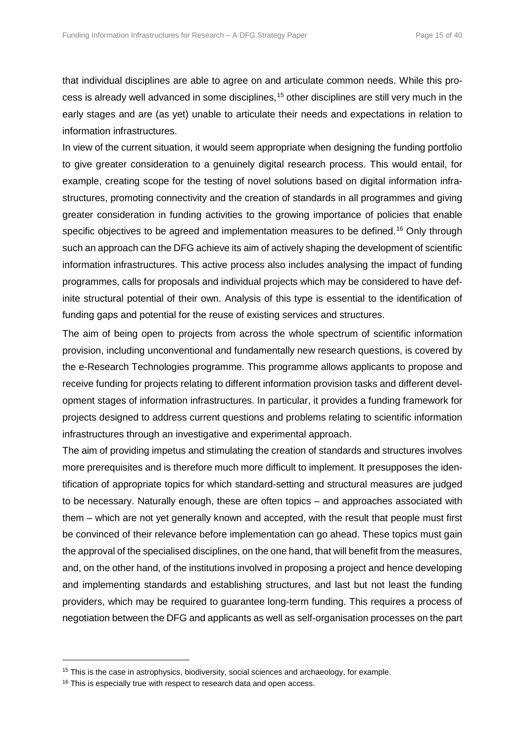that individual disciplines are able to agree on and articulate common needs. While this process is already well advanced in some disciplines,[15] other disciplines are still very much in the early stages and are (as yet) unable to articulate their needs and expectations in relation to information infrastructures.

In view of the current situation, it would seem appropriate when designing the funding portfolio to give greater consideration to a genuinely digital research process. This would entail, for example, creating scope for the testing of novel solutions based on digital information infrastructures, promoting connectivity and the creation of standards in all programmes and giving greater consideration in funding activities to the growing importance of policies that enable specific objectives to be agreed and implementation measures to be defined.[16] Only through such an approach can the DFG achieve its aim of actively shaping the development of scientific information infrastructures. This active process also includes analysing the impact of funding programmes, calls for proposals and individual projects which may be considered to have definite structural potential of their own. Analysis of this type is essential to the identification of funding gaps and potential for the reuse of existing services and structures.

The aim of being open to projects from across the whole spectrum of scientific information provision, including unconventional and fundamentally new research questions, is covered by the e-Research Technologies programme. This programme allows applicants to propose and receive funding for projects relating to different information provision tasks and different development stages of information infrastructures. In particular, it provides a funding framework for projects designed to address current questions and problems relating to scientific information infrastructures through an investigative and experimental approach.

The aim of providing impetus and stimulating the creation of standards and structures involves more prerequisites and is therefore much more difficult to implement. It presupposes the identification of appropriate topics for which standard-setting and structural measures are judged to be necessary. Naturally enough, these are often topics – and approaches associated with them – which are not yet generally known and accepted, with the result that people must first be convinced of their relevance before implementation can go ahead. These topics must gain the approval of the specialised disciplines, on the one hand, that will benefit from the measures, and, on the other hand, of the institutions involved in proposing a project and hence developing and implementing standards and establishing structures, and last but not least the funding providers, which may be required to guarantee long-term funding. This requires a process of negotiation between the DFG and applicants as well as self-organisation processes on the part

---

[15] This is the case in astrophysics, biodiversity, social sciences and archaeology, for example.

[16] This is especially true with respect to research data and open access.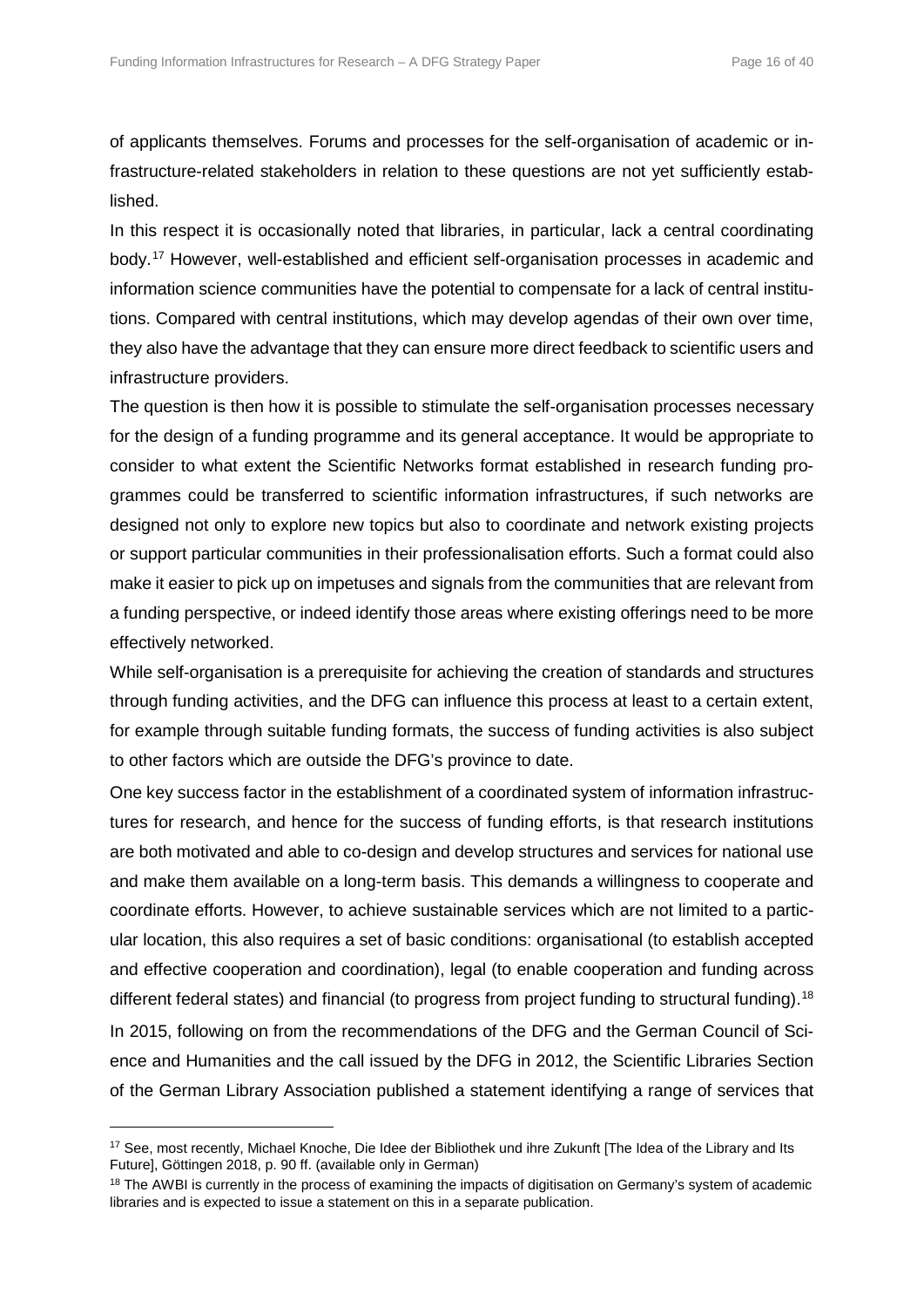of applicants themselves. Forums and processes for the self-organisation of academic or infrastructure-related stakeholders in relation to these questions are not yet sufficiently established.

In this respect it is occasionally noted that libraries, in particular, lack a central coordinating body.[17] However, well-established and efficient self-organisation processes in academic and information science communities have the potential to compensate for a lack of central institutions. Compared with central institutions, which may develop agendas of their own over time, they also have the advantage that they can ensure more direct feedback to scientific users and infrastructure providers.

The question is then how it is possible to stimulate the self-organisation processes necessary for the design of a funding programme and its general acceptance. It would be appropriate to consider to what extent the Scientific Networks format established in research funding programmes could be transferred to scientific information infrastructures, if such networks are designed not only to explore new topics but also to coordinate and network existing projects or support particular communities in their professionalisation efforts. Such a format could also make it easier to pick up on impetuses and signals from the communities that are relevant from a funding perspective, or indeed identify those areas where existing offerings need to be more effectively networked.

While self-organisation is a prerequisite for achieving the creation of standards and structures through funding activities, and the DFG can influence this process at least to a certain extent, for example through suitable funding formats, the success of funding activities is also subject to other factors which are outside the DFG's province to date.

One key success factor in the establishment of a coordinated system of information infrastructures for research, and hence for the success of funding efforts, is that research institutions are both motivated and able to co-design and develop structures and services for national use and make them available on a long-term basis. This demands a willingness to cooperate and coordinate efforts. However, to achieve sustainable services which are not limited to a particular location, this also requires a set of basic conditions: organisational (to establish accepted and effective cooperation and coordination), legal (to enable cooperation and funding across different federal states) and financial (to progress from project funding to structural funding).[18]

In 2015, following on from the recommendations of the DFG and the German Council of Science and Humanities and the call issued by the DFG in 2012, the Scientific Libraries Section of the German Library Association published a statement identifying a range of services that

---

[17] See, most recently, Michael Knoche, Die Idee der Bibliothek und ihre Zukunft [The Idea of the Library and Its Future], Göttingen 2018, p. 90 ff. (available only in German)

[18] The AWBI is currently in the process of examining the impacts of digitisation on Germany's system of academic libraries and is expected to issue a statement on this in a separate publication.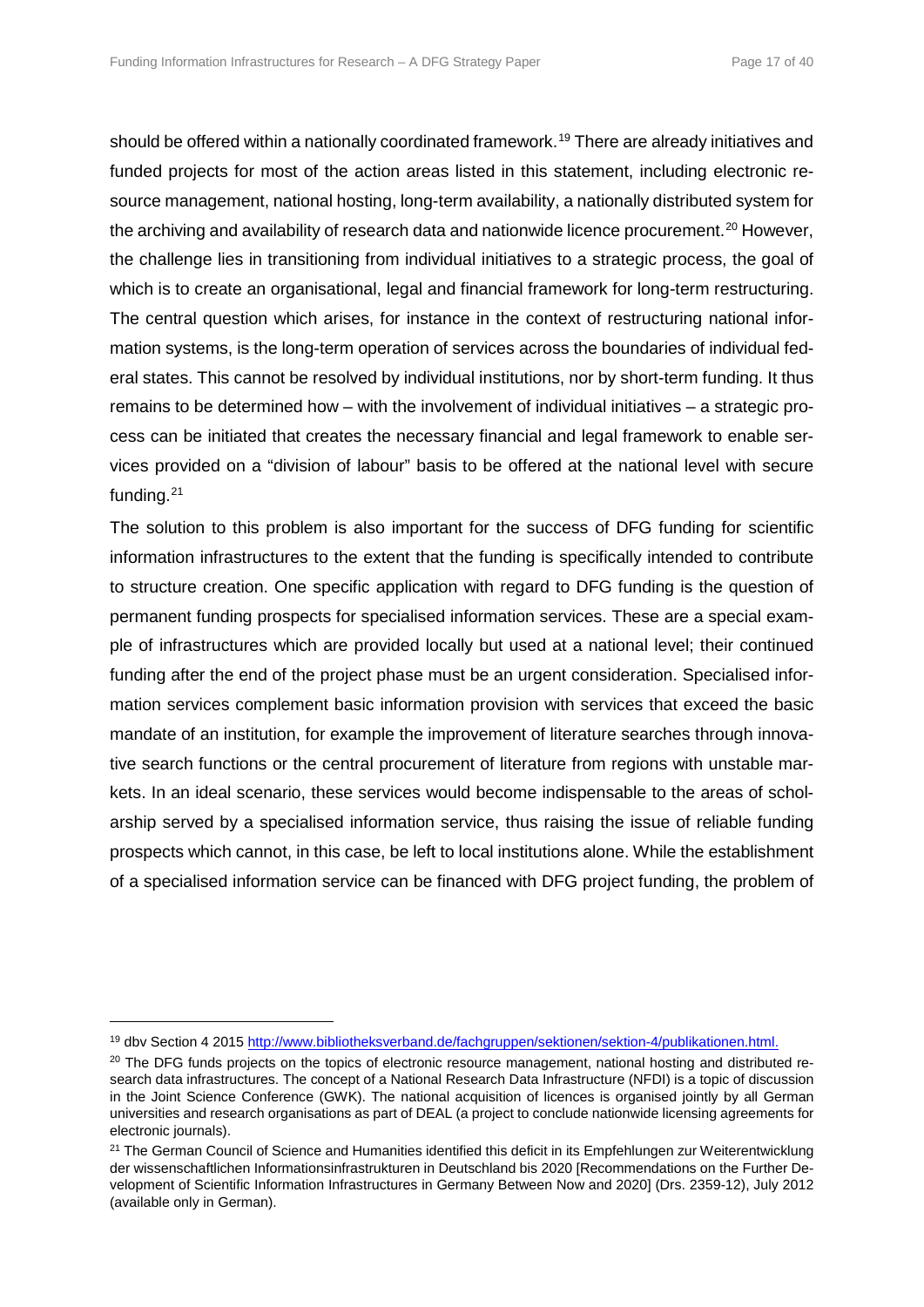should be offered within a nationally coordinated framework.[19] There are already initiatives and funded projects for most of the action areas listed in this statement, including electronic resource management, national hosting, long-term availability, a nationally distributed system for the archiving and availability of research data and nationwide licence procurement.[20] However, the challenge lies in transitioning from individual initiatives to a strategic process, the goal of which is to create an organisational, legal and financial framework for long-term restructuring. The central question which arises, for instance in the context of restructuring national information systems, is the long-term operation of services across the boundaries of individual federal states. This cannot be resolved by individual institutions, nor by short-term funding. It thus remains to be determined how – with the involvement of individual initiatives – a strategic process can be initiated that creates the necessary financial and legal framework to enable services provided on a "division of labour" basis to be offered at the national level with secure funding.[21]

The solution to this problem is also important for the success of DFG funding for scientific information infrastructures to the extent that the funding is specifically intended to contribute to structure creation. One specific application with regard to DFG funding is the question of permanent funding prospects for specialised information services. These are a special example of infrastructures which are provided locally but used at a national level; their continued funding after the end of the project phase must be an urgent consideration. Specialised information services complement basic information provision with services that exceed the basic mandate of an institution, for example the improvement of literature searches through innovative search functions or the central procurement of literature from regions with unstable markets. In an ideal scenario, these services would become indispensable to the areas of scholarship served by a specialised information service, thus raising the issue of reliable funding prospects which cannot, in this case, be left to local institutions alone. While the establishment of a specialised information service can be financed with DFG project funding, the problem of

---

[19] dbv Section 4 2015 http://www.bibliotheksverband.de/fachgruppen/sektionen/sektion-4/publikationen.html.

[20] The DFG funds projects on the topics of electronic resource management, national hosting and distributed research data infrastructures. The concept of a National Research Data Infrastructure (NFDI) is a topic of discussion in the Joint Science Conference (GWK). The national acquisition of licences is organised jointly by all German universities and research organisations as part of DEAL (a project to conclude nationwide licensing agreements for electronic journals).

[21] The German Council of Science and Humanities identified this deficit in its Empfehlungen zur Weiterentwicklung der wissenschaftlichen Informationsinfrastrukturen in Deutschland bis 2020 [Recommendations on the Further Development of Scientific Information Infrastructures in Germany Between Now and 2020] (Drs. 2359-12), July 2012 (available only in German).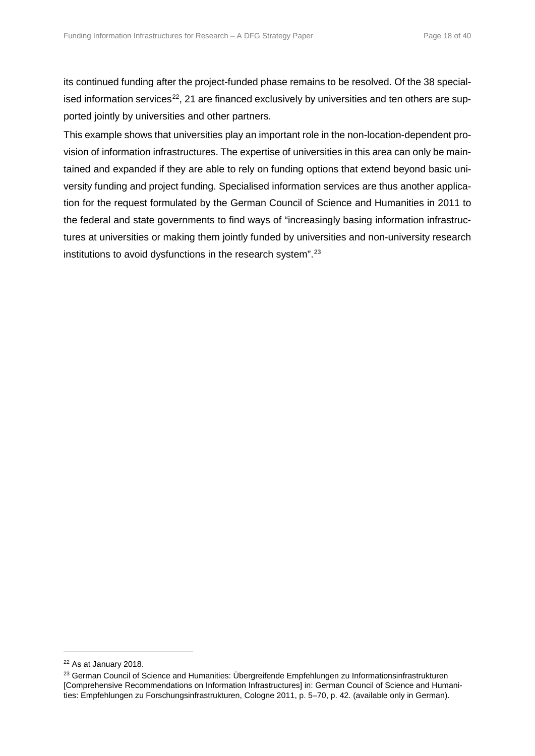its continued funding after the project-funded phase remains to be resolved. Of the 38 specialised information services[22], 21 are financed exclusively by universities and ten others are supported jointly by universities and other partners.

This example shows that universities play an important role in the non-location-dependent provision of information infrastructures. The expertise of universities in this area can only be maintained and expanded if they are able to rely on funding options that extend beyond basic university funding and project funding. Specialised information services are thus another application for the request formulated by the German Council of Science and Humanities in 2011 to the federal and state governments to find ways of "increasingly basing information infrastructures at universities or making them jointly funded by universities and non-university research institutions to avoid dysfunctions in the research system".[23]

---

[22] As at January 2018.

[23] German Council of Science and Humanities: Übergreifende Empfehlungen zu Informationsinfrastrukturen [Comprehensive Recommendations on Information Infrastructures] in: German Council of Science and Humanities: Empfehlungen zu Forschungsinfrastrukturen, Cologne 2011, p. 5–70, p. 42. (available only in German).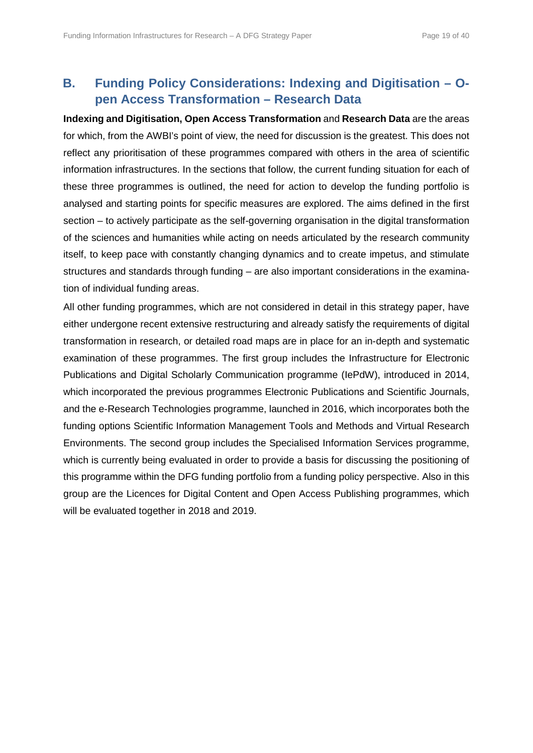## B. Funding Policy Considerations: Indexing and Digitisation – Open Access Transformation – Research Data

**Indexing and Digitisation, Open Access Transformation** and **Research Data** are the areas for which, from the AWBI's point of view, the need for discussion is the greatest. This does not reflect any prioritisation of these programmes compared with others in the area of scientific information infrastructures. In the sections that follow, the current funding situation for each of these three programmes is outlined, the need for action to develop the funding portfolio is analysed and starting points for specific measures are explored. The aims defined in the first section – to actively participate as the self-governing organisation in the digital transformation of the sciences and humanities while acting on needs articulated by the research community itself, to keep pace with constantly changing dynamics and to create impetus, and stimulate structures and standards through funding – are also important considerations in the examination of individual funding areas.

All other funding programmes, which are not considered in detail in this strategy paper, have either undergone recent extensive restructuring and already satisfy the requirements of digital transformation in research, or detailed road maps are in place for an in-depth and systematic examination of these programmes. The first group includes the Infrastructure for Electronic Publications and Digital Scholarly Communication programme (IePdW), introduced in 2014, which incorporated the previous programmes Electronic Publications and Scientific Journals, and the e-Research Technologies programme, launched in 2016, which incorporates both the funding options Scientific Information Management Tools and Methods and Virtual Research Environments. The second group includes the Specialised Information Services programme, which is currently being evaluated in order to provide a basis for discussing the positioning of this programme within the DFG funding portfolio from a funding policy perspective. Also in this group are the Licences for Digital Content and Open Access Publishing programmes, which will be evaluated together in 2018 and 2019.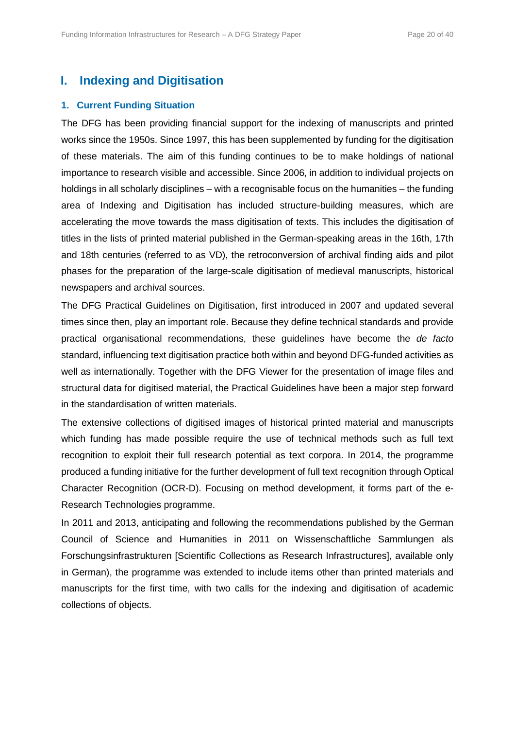# I. Indexing and Digitisation

## 1. Current Funding Situation

The DFG has been providing financial support for the indexing of manuscripts and printed works since the 1950s. Since 1997, this has been supplemented by funding for the digitisation of these materials. The aim of this funding continues to be to make holdings of national importance to research visible and accessible. Since 2006, in addition to individual projects on holdings in all scholarly disciplines – with a recognisable focus on the humanities – the funding area of Indexing and Digitisation has included structure-building measures, which are accelerating the move towards the mass digitisation of texts. This includes the digitisation of titles in the lists of printed material published in the German-speaking areas in the 16th, 17th and 18th centuries (referred to as VD), the retroconversion of archival finding aids and pilot phases for the preparation of the large-scale digitisation of medieval manuscripts, historical newspapers and archival sources.

The DFG Practical Guidelines on Digitisation, first introduced in 2007 and updated several times since then, play an important role. Because they define technical standards and provide practical organisational recommendations, these guidelines have become the *de facto* standard, influencing text digitisation practice both within and beyond DFG-funded activities as well as internationally. Together with the DFG Viewer for the presentation of image files and structural data for digitised material, the Practical Guidelines have been a major step forward in the standardisation of written materials.

The extensive collections of digitised images of historical printed material and manuscripts which funding has made possible require the use of technical methods such as full text recognition to exploit their full research potential as text corpora. In 2014, the programme produced a funding initiative for the further development of full text recognition through Optical Character Recognition (OCR-D). Focusing on method development, it forms part of the e-Research Technologies programme.

In 2011 and 2013, anticipating and following the recommendations published by the German Council of Science and Humanities in 2011 on Wissenschaftliche Sammlungen als Forschungsinfrastrukturen [Scientific Collections as Research Infrastructures], available only in German), the programme was extended to include items other than printed materials and manuscripts for the first time, with two calls for the indexing and digitisation of academic collections of objects.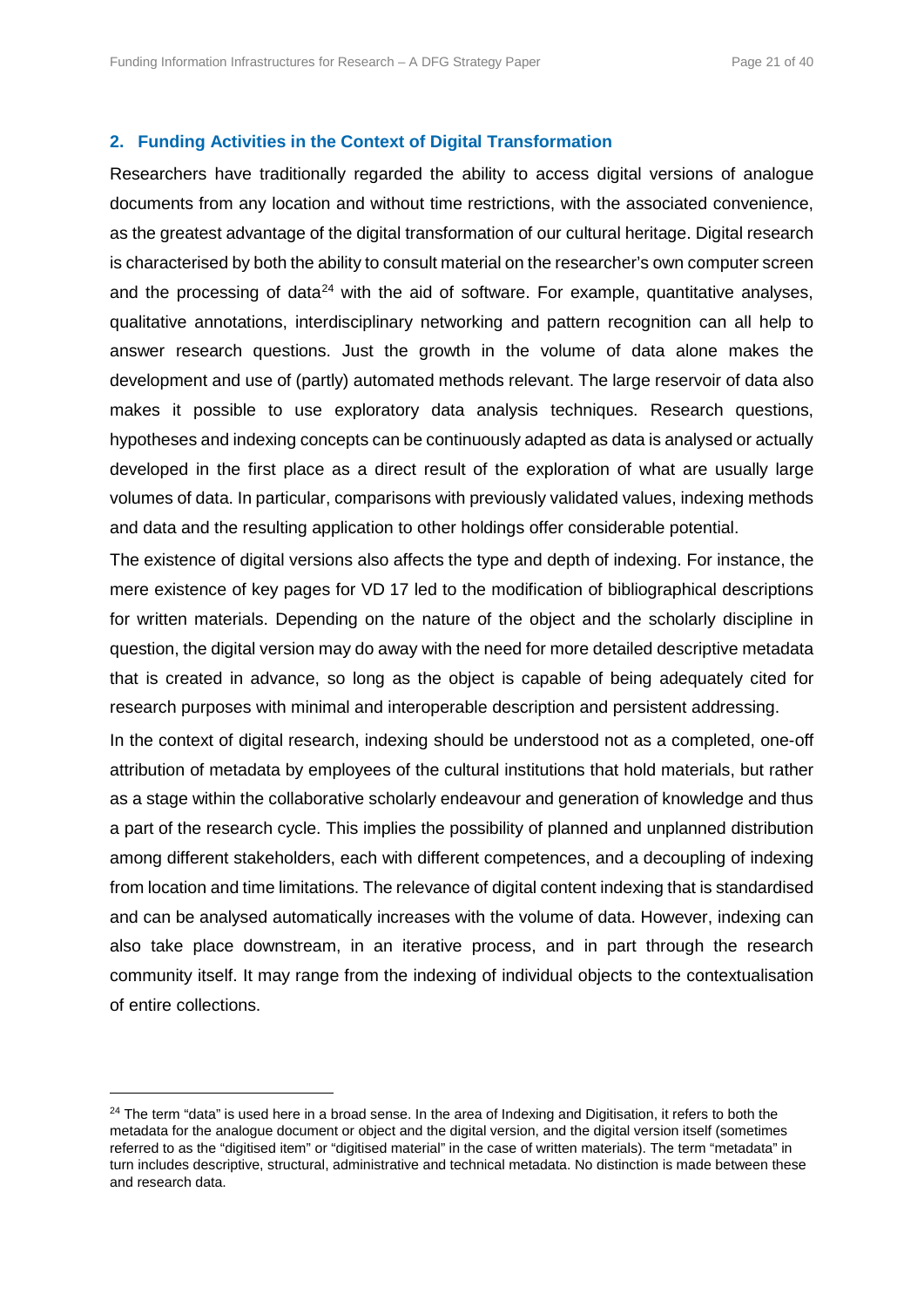## 2. Funding Activities in the Context of Digital Transformation

Researchers have traditionally regarded the ability to access digital versions of analogue documents from any location and without time restrictions, with the associated convenience, as the greatest advantage of the digital transformation of our cultural heritage. Digital research is characterised by both the ability to consult material on the researcher's own computer screen and the processing of data[24] with the aid of software. For example, quantitative analyses, qualitative annotations, interdisciplinary networking and pattern recognition can all help to answer research questions. Just the growth in the volume of data alone makes the development and use of (partly) automated methods relevant. The large reservoir of data also makes it possible to use exploratory data analysis techniques. Research questions, hypotheses and indexing concepts can be continuously adapted as data is analysed or actually developed in the first place as a direct result of the exploration of what are usually large volumes of data. In particular, comparisons with previously validated values, indexing methods and data and the resulting application to other holdings offer considerable potential.

The existence of digital versions also affects the type and depth of indexing. For instance, the mere existence of key pages for VD 17 led to the modification of bibliographical descriptions for written materials. Depending on the nature of the object and the scholarly discipline in question, the digital version may do away with the need for more detailed descriptive metadata that is created in advance, so long as the object is capable of being adequately cited for research purposes with minimal and interoperable description and persistent addressing.

In the context of digital research, indexing should be understood not as a completed, one-off attribution of metadata by employees of the cultural institutions that hold materials, but rather as a stage within the collaborative scholarly endeavour and generation of knowledge and thus a part of the research cycle. This implies the possibility of planned and unplanned distribution among different stakeholders, each with different competences, and a decoupling of indexing from location and time limitations. The relevance of digital content indexing that is standardised and can be analysed automatically increases with the volume of data. However, indexing can also take place downstream, in an iterative process, and in part through the research community itself. It may range from the indexing of individual objects to the contextualisation of entire collections.

---

[24] The term "data" is used here in a broad sense. In the area of Indexing and Digitisation, it refers to both the metadata for the analogue document or object and the digital version, and the digital version itself (sometimes referred to as the "digitised item" or "digitised material" in the case of written materials). The term "metadata" in turn includes descriptive, structural, administrative and technical metadata. No distinction is made between these and research data.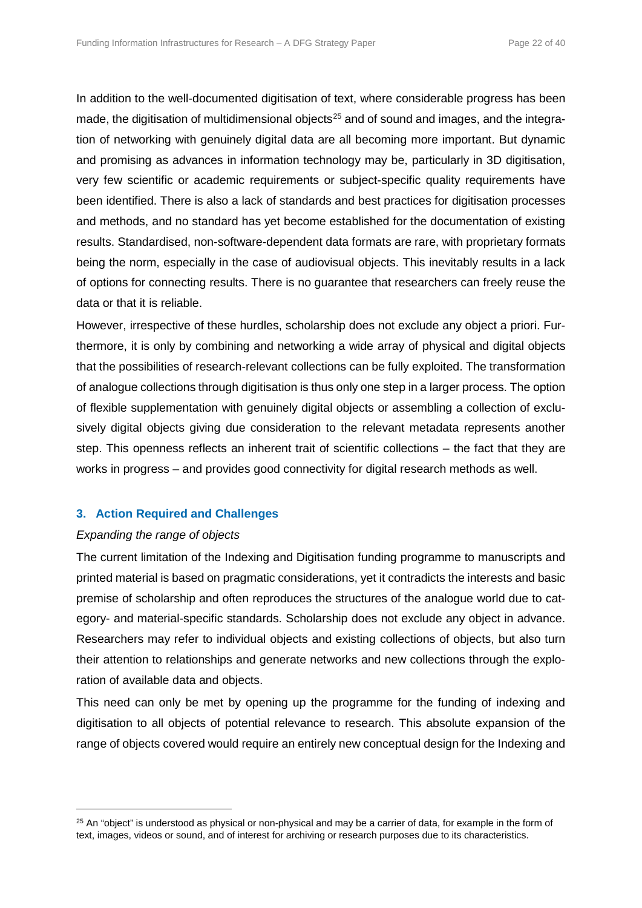In addition to the well-documented digitisation of text, where considerable progress has been made, the digitisation of multidimensional objects[25] and of sound and images, and the integration of networking with genuinely digital data are all becoming more important. But dynamic and promising as advances in information technology may be, particularly in 3D digitisation, very few scientific or academic requirements or subject-specific quality requirements have been identified. There is also a lack of standards and best practices for digitisation processes and methods, and no standard has yet become established for the documentation of existing results. Standardised, non-software-dependent data formats are rare, with proprietary formats being the norm, especially in the case of audiovisual objects. This inevitably results in a lack of options for connecting results. There is no guarantee that researchers can freely reuse the data or that it is reliable.

However, irrespective of these hurdles, scholarship does not exclude any object a priori. Furthermore, it is only by combining and networking a wide array of physical and digital objects that the possibilities of research-relevant collections can be fully exploited. The transformation of analogue collections through digitisation is thus only one step in a larger process. The option of flexible supplementation with genuinely digital objects or assembling a collection of exclusively digital objects giving due consideration to the relevant metadata represents another step. This openness reflects an inherent trait of scientific collections – the fact that they are works in progress – and provides good connectivity for digital research methods as well.

## 3. Action Required and Challenges

*Expanding the range of objects*

The current limitation of the Indexing and Digitisation funding programme to manuscripts and printed material is based on pragmatic considerations, yet it contradicts the interests and basic premise of scholarship and often reproduces the structures of the analogue world due to category- and material-specific standards. Scholarship does not exclude any object in advance. Researchers may refer to individual objects and existing collections of objects, but also turn their attention to relationships and generate networks and new collections through the exploration of available data and objects.

This need can only be met by opening up the programme for the funding of indexing and digitisation to all objects of potential relevance to research. This absolute expansion of the range of objects covered would require an entirely new conceptual design for the Indexing and

[25] An "object" is understood as physical or non-physical and may be a carrier of data, for example in the form of text, images, videos or sound, and of interest for archiving or research purposes due to its characteristics.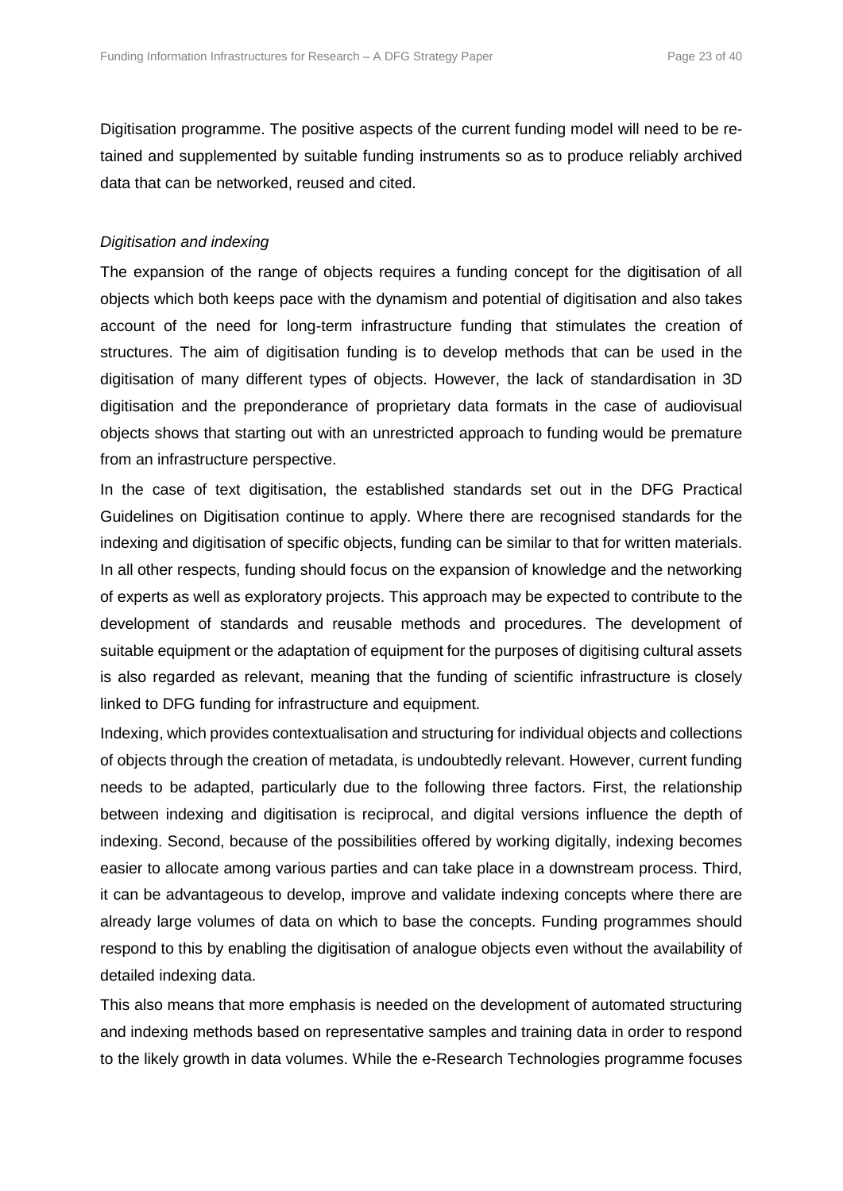Digitisation programme. The positive aspects of the current funding model will need to be retained and supplemented by suitable funding instruments so as to produce reliably archived data that can be networked, reused and cited.

*Digitisation and indexing*

The expansion of the range of objects requires a funding concept for the digitisation of all objects which both keeps pace with the dynamism and potential of digitisation and also takes account of the need for long-term infrastructure funding that stimulates the creation of structures. The aim of digitisation funding is to develop methods that can be used in the digitisation of many different types of objects. However, the lack of standardisation in 3D digitisation and the preponderance of proprietary data formats in the case of audiovisual objects shows that starting out with an unrestricted approach to funding would be premature from an infrastructure perspective.

In the case of text digitisation, the established standards set out in the DFG Practical Guidelines on Digitisation continue to apply. Where there are recognised standards for the indexing and digitisation of specific objects, funding can be similar to that for written materials. In all other respects, funding should focus on the expansion of knowledge and the networking of experts as well as exploratory projects. This approach may be expected to contribute to the development of standards and reusable methods and procedures. The development of suitable equipment or the adaptation of equipment for the purposes of digitising cultural assets is also regarded as relevant, meaning that the funding of scientific infrastructure is closely linked to DFG funding for infrastructure and equipment.

Indexing, which provides contextualisation and structuring for individual objects and collections of objects through the creation of metadata, is undoubtedly relevant. However, current funding needs to be adapted, particularly due to the following three factors. First, the relationship between indexing and digitisation is reciprocal, and digital versions influence the depth of indexing. Second, because of the possibilities offered by working digitally, indexing becomes easier to allocate among various parties and can take place in a downstream process. Third, it can be advantageous to develop, improve and validate indexing concepts where there are already large volumes of data on which to base the concepts. Funding programmes should respond to this by enabling the digitisation of analogue objects even without the availability of detailed indexing data.

This also means that more emphasis is needed on the development of automated structuring and indexing methods based on representative samples and training data in order to respond to the likely growth in data volumes. While the e-Research Technologies programme focuses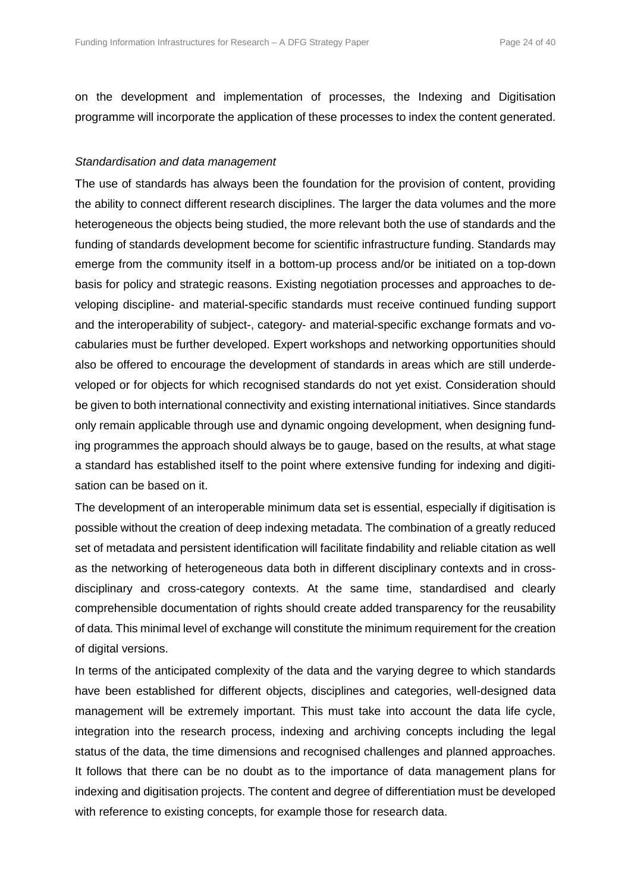on the development and implementation of processes, the Indexing and Digitisation programme will incorporate the application of these processes to index the content generated.

*Standardisation and data management*

The use of standards has always been the foundation for the provision of content, providing the ability to connect different research disciplines. The larger the data volumes and the more heterogeneous the objects being studied, the more relevant both the use of standards and the funding of standards development become for scientific infrastructure funding. Standards may emerge from the community itself in a bottom-up process and/or be initiated on a top-down basis for policy and strategic reasons. Existing negotiation processes and approaches to developing discipline- and material-specific standards must receive continued funding support and the interoperability of subject-, category- and material-specific exchange formats and vocabularies must be further developed. Expert workshops and networking opportunities should also be offered to encourage the development of standards in areas which are still underdeveloped or for objects for which recognised standards do not yet exist. Consideration should be given to both international connectivity and existing international initiatives. Since standards only remain applicable through use and dynamic ongoing development, when designing funding programmes the approach should always be to gauge, based on the results, at what stage a standard has established itself to the point where extensive funding for indexing and digitisation can be based on it.

The development of an interoperable minimum data set is essential, especially if digitisation is possible without the creation of deep indexing metadata. The combination of a greatly reduced set of metadata and persistent identification will facilitate findability and reliable citation as well as the networking of heterogeneous data both in different disciplinary contexts and in cross-disciplinary and cross-category contexts. At the same time, standardised and clearly comprehensible documentation of rights should create added transparency for the reusability of data. This minimal level of exchange will constitute the minimum requirement for the creation of digital versions.

In terms of the anticipated complexity of the data and the varying degree to which standards have been established for different objects, disciplines and categories, well-designed data management will be extremely important. This must take into account the data life cycle, integration into the research process, indexing and archiving concepts including the legal status of the data, the time dimensions and recognised challenges and planned approaches. It follows that there can be no doubt as to the importance of data management plans for indexing and digitisation projects. The content and degree of differentiation must be developed with reference to existing concepts, for example those for research data.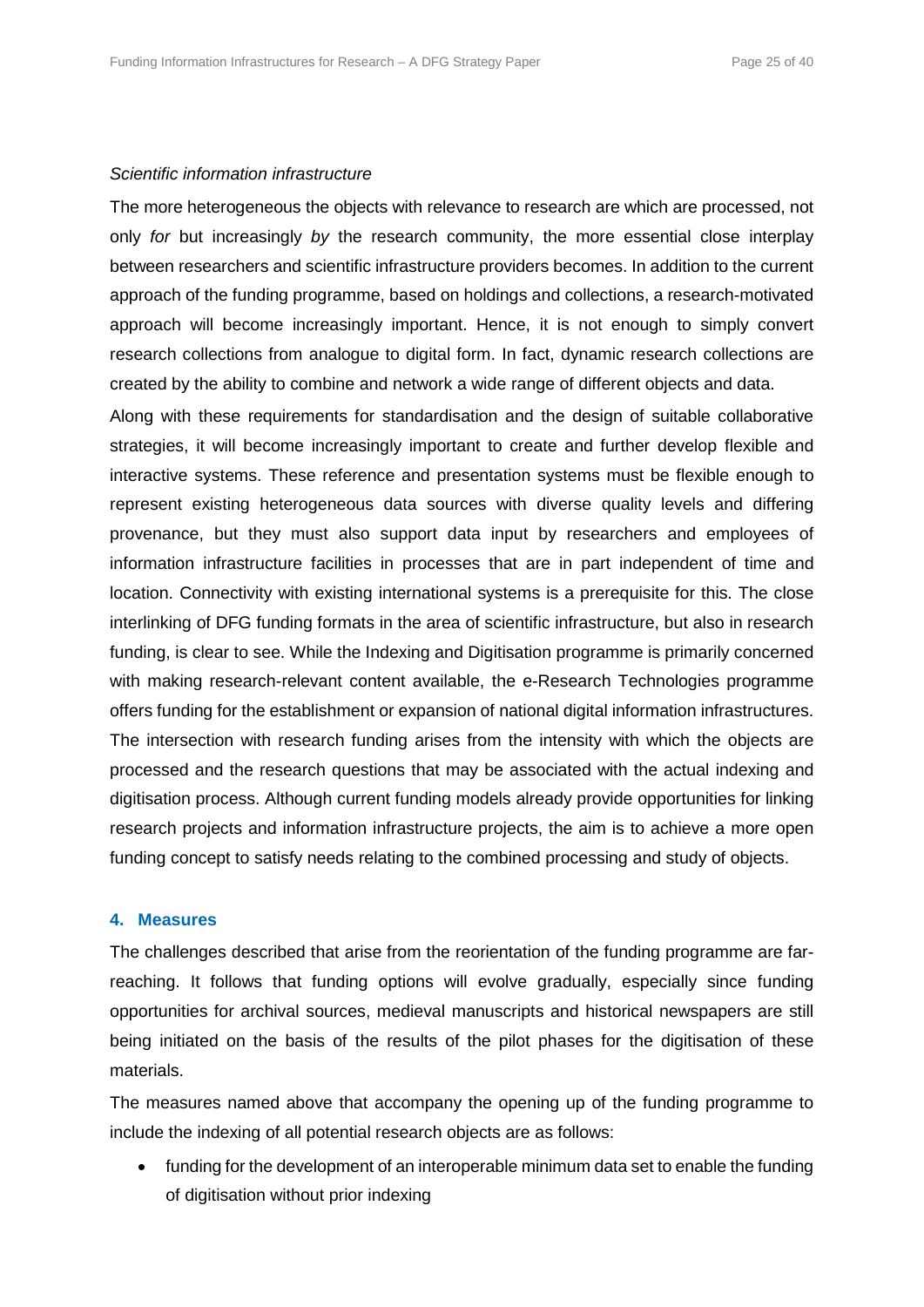*Scientific information infrastructure*

The more heterogeneous the objects with relevance to research are which are processed, not only *for* but increasingly *by* the research community, the more essential close interplay between researchers and scientific infrastructure providers becomes. In addition to the current approach of the funding programme, based on holdings and collections, a research-motivated approach will become increasingly important. Hence, it is not enough to simply convert research collections from analogue to digital form. In fact, dynamic research collections are created by the ability to combine and network a wide range of different objects and data.

Along with these requirements for standardisation and the design of suitable collaborative strategies, it will become increasingly important to create and further develop flexible and interactive systems. These reference and presentation systems must be flexible enough to represent existing heterogeneous data sources with diverse quality levels and differing provenance, but they must also support data input by researchers and employees of information infrastructure facilities in processes that are in part independent of time and location. Connectivity with existing international systems is a prerequisite for this. The close interlinking of DFG funding formats in the area of scientific infrastructure, but also in research funding, is clear to see. While the Indexing and Digitisation programme is primarily concerned with making research-relevant content available, the e-Research Technologies programme offers funding for the establishment or expansion of national digital information infrastructures. The intersection with research funding arises from the intensity with which the objects are processed and the research questions that may be associated with the actual indexing and digitisation process. Although current funding models already provide opportunities for linking research projects and information infrastructure projects, the aim is to achieve a more open funding concept to satisfy needs relating to the combined processing and study of objects.

## 4. Measures

The challenges described that arise from the reorientation of the funding programme are far-reaching. It follows that funding options will evolve gradually, especially since funding opportunities for archival sources, medieval manuscripts and historical newspapers are still being initiated on the basis of the results of the pilot phases for the digitisation of these materials.

The measures named above that accompany the opening up of the funding programme to include the indexing of all potential research objects are as follows:

- funding for the development of an interoperable minimum data set to enable the funding of digitisation without prior indexing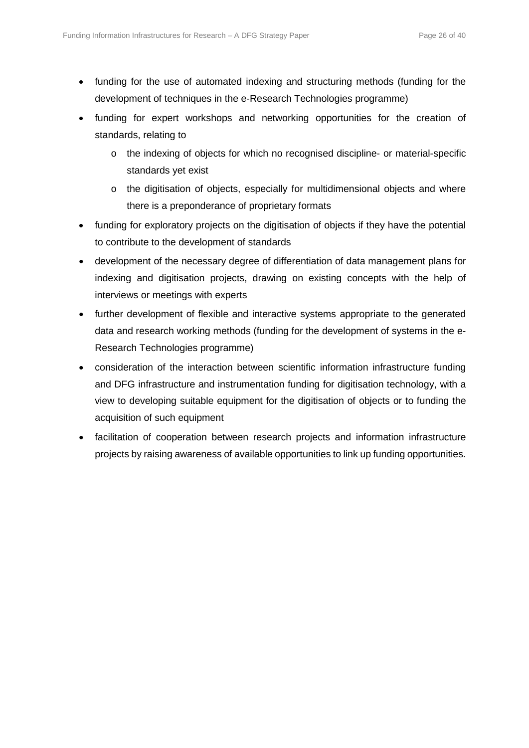- funding for the use of automated indexing and structuring methods (funding for the development of techniques in the e-Research Technologies programme)
- funding for expert workshops and networking opportunities for the creation of standards, relating to
  - the indexing of objects for which no recognised discipline- or material-specific standards yet exist
  - the digitisation of objects, especially for multidimensional objects and where there is a preponderance of proprietary formats
- funding for exploratory projects on the digitisation of objects if they have the potential to contribute to the development of standards
- development of the necessary degree of differentiation of data management plans for indexing and digitisation projects, drawing on existing concepts with the help of interviews or meetings with experts
- further development of flexible and interactive systems appropriate to the generated data and research working methods (funding for the development of systems in the e-Research Technologies programme)
- consideration of the interaction between scientific information infrastructure funding and DFG infrastructure and instrumentation funding for digitisation technology, with a view to developing suitable equipment for the digitisation of objects or to funding the acquisition of such equipment
- facilitation of cooperation between research projects and information infrastructure projects by raising awareness of available opportunities to link up funding opportunities.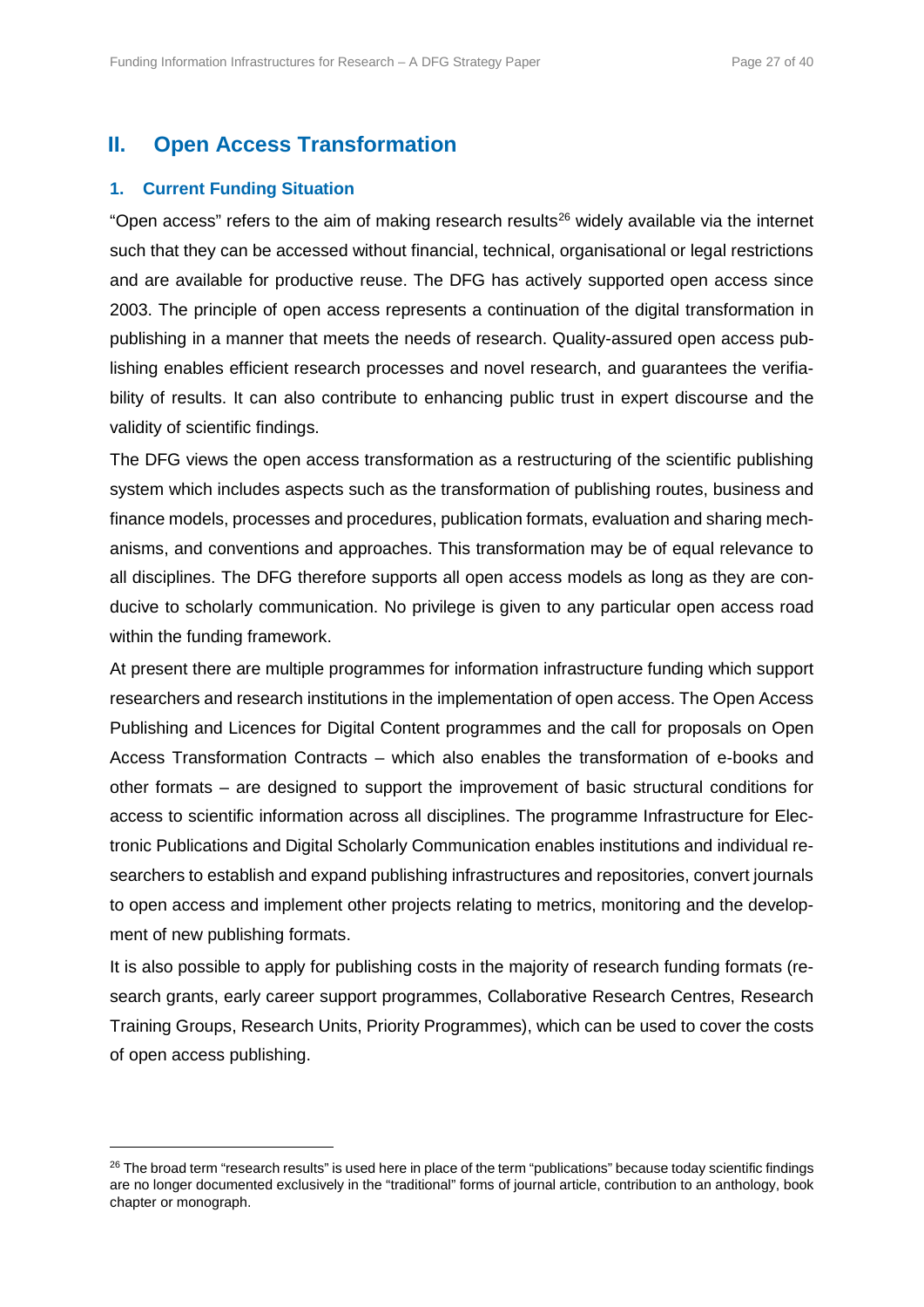## II. Open Access Transformation

### 1. Current Funding Situation

"Open access" refers to the aim of making research results[26] widely available via the internet such that they can be accessed without financial, technical, organisational or legal restrictions and are available for productive reuse. The DFG has actively supported open access since 2003. The principle of open access represents a continuation of the digital transformation in publishing in a manner that meets the needs of research. Quality-assured open access publishing enables efficient research processes and novel research, and guarantees the verifiability of results. It can also contribute to enhancing public trust in expert discourse and the validity of scientific findings.

The DFG views the open access transformation as a restructuring of the scientific publishing system which includes aspects such as the transformation of publishing routes, business and finance models, processes and procedures, publication formats, evaluation and sharing mechanisms, and conventions and approaches. This transformation may be of equal relevance to all disciplines. The DFG therefore supports all open access models as long as they are conducive to scholarly communication. No privilege is given to any particular open access road within the funding framework.

At present there are multiple programmes for information infrastructure funding which support researchers and research institutions in the implementation of open access. The Open Access Publishing and Licences for Digital Content programmes and the call for proposals on Open Access Transformation Contracts – which also enables the transformation of e-books and other formats – are designed to support the improvement of basic structural conditions for access to scientific information across all disciplines. The programme Infrastructure for Electronic Publications and Digital Scholarly Communication enables institutions and individual researchers to establish and expand publishing infrastructures and repositories, convert journals to open access and implement other projects relating to metrics, monitoring and the development of new publishing formats.

It is also possible to apply for publishing costs in the majority of research funding formats (research grants, early career support programmes, Collaborative Research Centres, Research Training Groups, Research Units, Priority Programmes), which can be used to cover the costs of open access publishing.

---

[26] The broad term "research results" is used here in place of the term "publications" because today scientific findings are no longer documented exclusively in the "traditional" forms of journal article, contribution to an anthology, book chapter or monograph.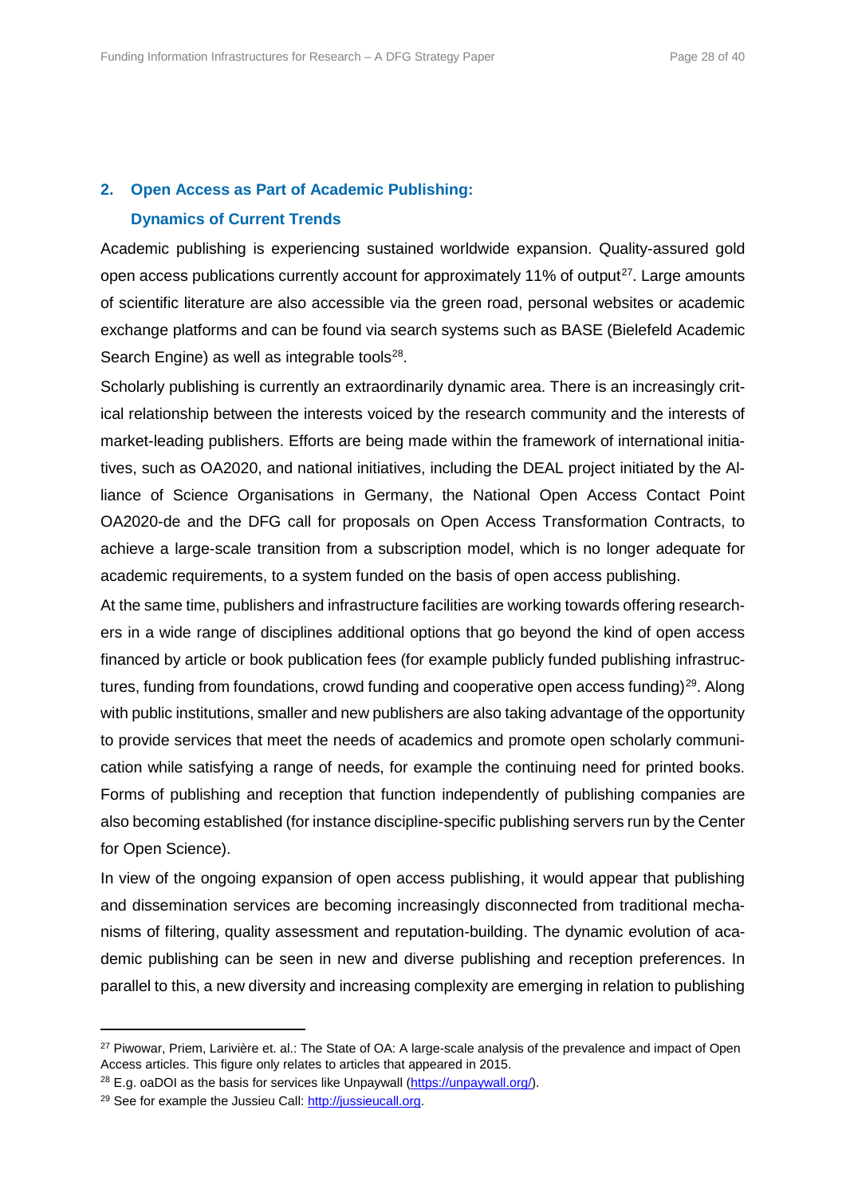## 2. Open Access as Part of Academic Publishing: Dynamics of Current Trends

Academic publishing is experiencing sustained worldwide expansion. Quality-assured gold open access publications currently account for approximately 11% of output[27]. Large amounts of scientific literature are also accessible via the green road, personal websites or academic exchange platforms and can be found via search systems such as BASE (Bielefeld Academic Search Engine) as well as integrable tools[28].

Scholarly publishing is currently an extraordinarily dynamic area. There is an increasingly critical relationship between the interests voiced by the research community and the interests of market-leading publishers. Efforts are being made within the framework of international initiatives, such as OA2020, and national initiatives, including the DEAL project initiated by the Alliance of Science Organisations in Germany, the National Open Access Contact Point OA2020-de and the DFG call for proposals on Open Access Transformation Contracts, to achieve a large-scale transition from a subscription model, which is no longer adequate for academic requirements, to a system funded on the basis of open access publishing.

At the same time, publishers and infrastructure facilities are working towards offering researchers in a wide range of disciplines additional options that go beyond the kind of open access financed by article or book publication fees (for example publicly funded publishing infrastructures, funding from foundations, crowd funding and cooperative open access funding)[29]. Along with public institutions, smaller and new publishers are also taking advantage of the opportunity to provide services that meet the needs of academics and promote open scholarly communication while satisfying a range of needs, for example the continuing need for printed books. Forms of publishing and reception that function independently of publishing companies are also becoming established (for instance discipline-specific publishing servers run by the Center for Open Science).

In view of the ongoing expansion of open access publishing, it would appear that publishing and dissemination services are becoming increasingly disconnected from traditional mechanisms of filtering, quality assessment and reputation-building. The dynamic evolution of academic publishing can be seen in new and diverse publishing and reception preferences. In parallel to this, a new diversity and increasing complexity are emerging in relation to publishing

---

[27] Piwowar, Priem, Larivière et. al.: The State of OA: A large-scale analysis of the prevalence and impact of Open Access articles. This figure only relates to articles that appeared in 2015.

[28] E.g. oaDOI as the basis for services like Unpaywall (https://unpaywall.org/).

[29] See for example the Jussieu Call: http://jussieucall.org.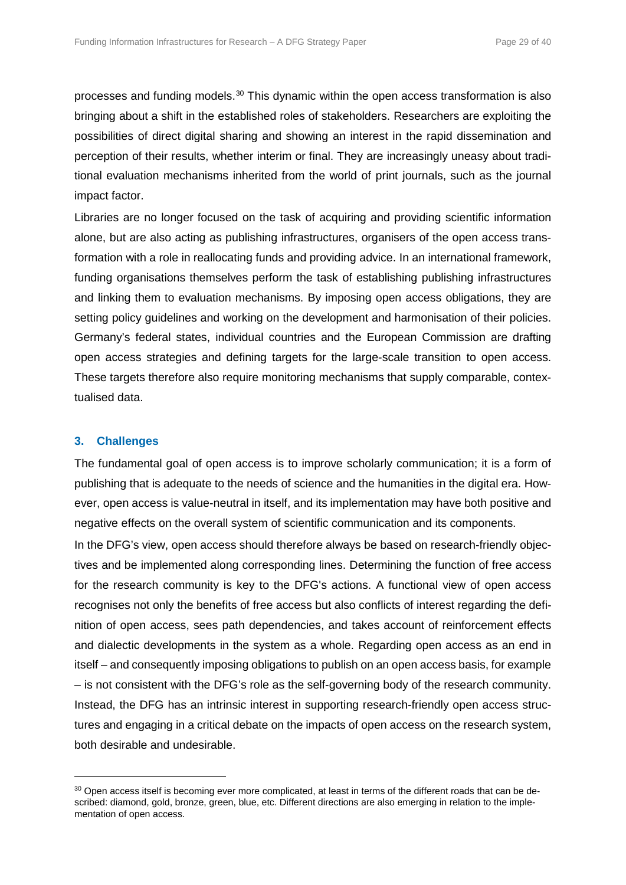processes and funding models.[30] This dynamic within the open access transformation is also bringing about a shift in the established roles of stakeholders. Researchers are exploiting the possibilities of direct digital sharing and showing an interest in the rapid dissemination and perception of their results, whether interim or final. They are increasingly uneasy about traditional evaluation mechanisms inherited from the world of print journals, such as the journal impact factor.

Libraries are no longer focused on the task of acquiring and providing scientific information alone, but are also acting as publishing infrastructures, organisers of the open access transformation with a role in reallocating funds and providing advice. In an international framework, funding organisations themselves perform the task of establishing publishing infrastructures and linking them to evaluation mechanisms. By imposing open access obligations, they are setting policy guidelines and working on the development and harmonisation of their policies. Germany's federal states, individual countries and the European Commission are drafting open access strategies and defining targets for the large-scale transition to open access. These targets therefore also require monitoring mechanisms that supply comparable, contextualised data.

## 3. Challenges

The fundamental goal of open access is to improve scholarly communication; it is a form of publishing that is adequate to the needs of science and the humanities in the digital era. However, open access is value-neutral in itself, and its implementation may have both positive and negative effects on the overall system of scientific communication and its components.

In the DFG's view, open access should therefore always be based on research-friendly objectives and be implemented along corresponding lines. Determining the function of free access for the research community is key to the DFG's actions. A functional view of open access recognises not only the benefits of free access but also conflicts of interest regarding the definition of open access, sees path dependencies, and takes account of reinforcement effects and dialectic developments in the system as a whole. Regarding open access as an end in itself – and consequently imposing obligations to publish on an open access basis, for example – is not consistent with the DFG's role as the self-governing body of the research community. Instead, the DFG has an intrinsic interest in supporting research-friendly open access structures and engaging in a critical debate on the impacts of open access on the research system, both desirable and undesirable.

---

[30] Open access itself is becoming ever more complicated, at least in terms of the different roads that can be described: diamond, gold, bronze, green, blue, etc. Different directions are also emerging in relation to the implementation of open access.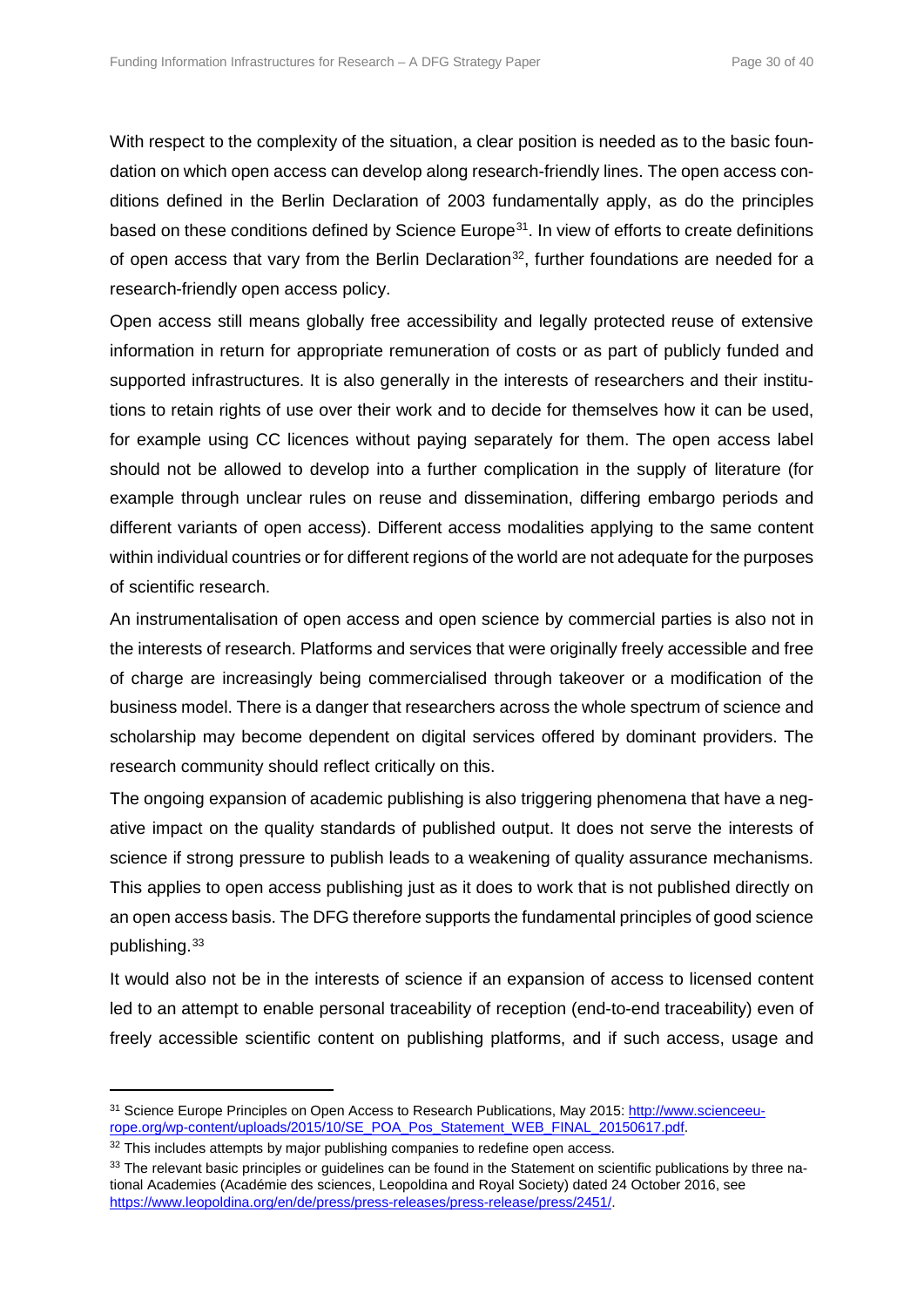With respect to the complexity of the situation, a clear position is needed as to the basic foundation on which open access can develop along research-friendly lines. The open access conditions defined in the Berlin Declaration of 2003 fundamentally apply, as do the principles based on these conditions defined by Science Europe[31]. In view of efforts to create definitions of open access that vary from the Berlin Declaration[32], further foundations are needed for a research-friendly open access policy.

Open access still means globally free accessibility and legally protected reuse of extensive information in return for appropriate remuneration of costs or as part of publicly funded and supported infrastructures. It is also generally in the interests of researchers and their institutions to retain rights of use over their work and to decide for themselves how it can be used, for example using CC licences without paying separately for them. The open access label should not be allowed to develop into a further complication in the supply of literature (for example through unclear rules on reuse and dissemination, differing embargo periods and different variants of open access). Different access modalities applying to the same content within individual countries or for different regions of the world are not adequate for the purposes of scientific research.

An instrumentalisation of open access and open science by commercial parties is also not in the interests of research. Platforms and services that were originally freely accessible and free of charge are increasingly being commercialised through takeover or a modification of the business model. There is a danger that researchers across the whole spectrum of science and scholarship may become dependent on digital services offered by dominant providers. The research community should reflect critically on this.

The ongoing expansion of academic publishing is also triggering phenomena that have a negative impact on the quality standards of published output. It does not serve the interests of science if strong pressure to publish leads to a weakening of quality assurance mechanisms. This applies to open access publishing just as it does to work that is not published directly on an open access basis. The DFG therefore supports the fundamental principles of good science publishing.[33]

It would also not be in the interests of science if an expansion of access to licensed content led to an attempt to enable personal traceability of reception (end-to-end traceability) even of freely accessible scientific content on publishing platforms, and if such access, usage and

---

[31] Science Europe Principles on Open Access to Research Publications, May 2015: http://www.scienceeurope.org/wp-content/uploads/2015/10/SE_POA_Pos_Statement_WEB_FINAL_20150617.pdf.

[32] This includes attempts by major publishing companies to redefine open access.

[33] The relevant basic principles or guidelines can be found in the Statement on scientific publications by three national Academies (Académie des sciences, Leopoldina and Royal Society) dated 24 October 2016, see https://www.leopoldina.org/en/de/press/press-releases/press-release/press/2451/.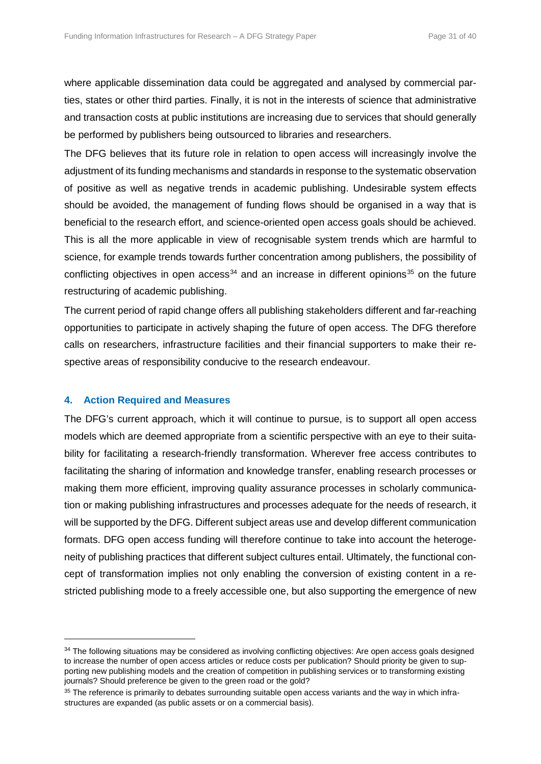where applicable dissemination data could be aggregated and analysed by commercial parties, states or other third parties. Finally, it is not in the interests of science that administrative and transaction costs at public institutions are increasing due to services that should generally be performed by publishers being outsourced to libraries and researchers.

The DFG believes that its future role in relation to open access will increasingly involve the adjustment of its funding mechanisms and standards in response to the systematic observation of positive as well as negative trends in academic publishing. Undesirable system effects should be avoided, the management of funding flows should be organised in a way that is beneficial to the research effort, and science-oriented open access goals should be achieved. This is all the more applicable in view of recognisable system trends which are harmful to science, for example trends towards further concentration among publishers, the possibility of conflicting objectives in open access[34] and an increase in different opinions[35] on the future restructuring of academic publishing.

The current period of rapid change offers all publishing stakeholders different and far-reaching opportunities to participate in actively shaping the future of open access. The DFG therefore calls on researchers, infrastructure facilities and their financial supporters to make their respective areas of responsibility conducive to the research endeavour.

## 4. Action Required and Measures

The DFG's current approach, which it will continue to pursue, is to support all open access models which are deemed appropriate from a scientific perspective with an eye to their suitability for facilitating a research-friendly transformation. Wherever free access contributes to facilitating the sharing of information and knowledge transfer, enabling research processes or making them more efficient, improving quality assurance processes in scholarly communication or making publishing infrastructures and processes adequate for the needs of research, it will be supported by the DFG. Different subject areas use and develop different communication formats. DFG open access funding will therefore continue to take into account the heterogeneity of publishing practices that different subject cultures entail. Ultimately, the functional concept of transformation implies not only enabling the conversion of existing content in a restricted publishing mode to a freely accessible one, but also supporting the emergence of new

---

[34] The following situations may be considered as involving conflicting objectives: Are open access goals designed to increase the number of open access articles or reduce costs per publication? Should priority be given to supporting new publishing models and the creation of competition in publishing services or to transforming existing journals? Should preference be given to the green road or the gold?

[35] The reference is primarily to debates surrounding suitable open access variants and the way in which infrastructures are expanded (as public assets or on a commercial basis).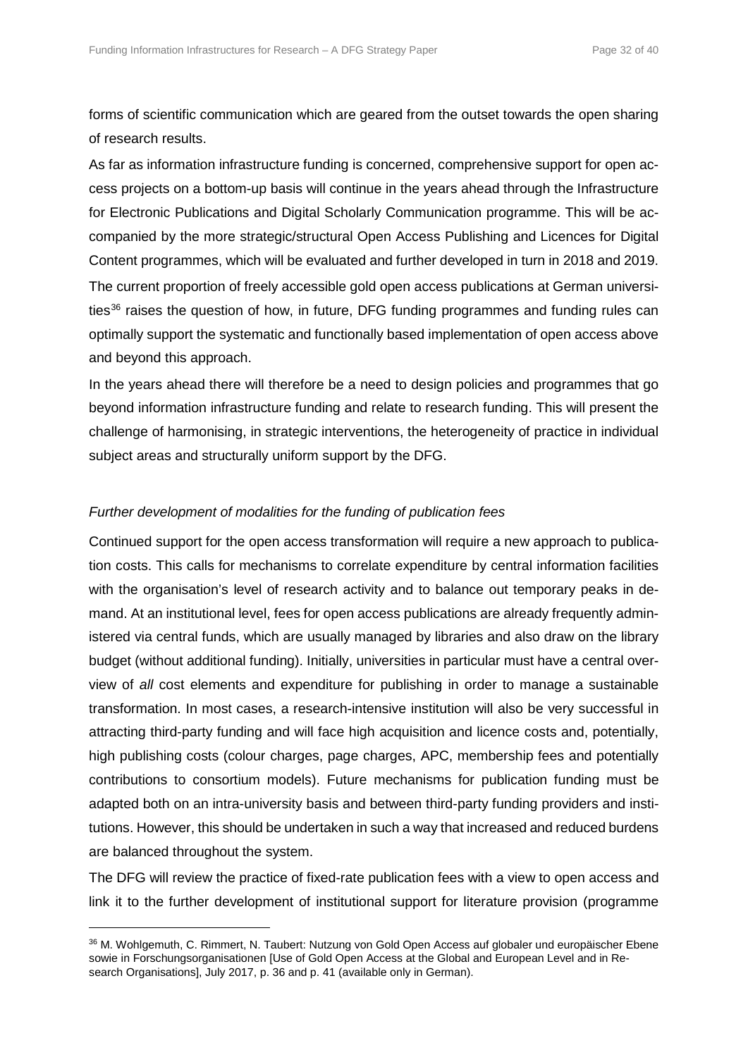forms of scientific communication which are geared from the outset towards the open sharing of research results.

As far as information infrastructure funding is concerned, comprehensive support for open access projects on a bottom-up basis will continue in the years ahead through the Infrastructure for Electronic Publications and Digital Scholarly Communication programme. This will be accompanied by the more strategic/structural Open Access Publishing and Licences for Digital Content programmes, which will be evaluated and further developed in turn in 2018 and 2019. The current proportion of freely accessible gold open access publications at German universities[36] raises the question of how, in future, DFG funding programmes and funding rules can optimally support the systematic and functionally based implementation of open access above and beyond this approach.

In the years ahead there will therefore be a need to design policies and programmes that go beyond information infrastructure funding and relate to research funding. This will present the challenge of harmonising, in strategic interventions, the heterogeneity of practice in individual subject areas and structurally uniform support by the DFG.

*Further development of modalities for the funding of publication fees*

Continued support for the open access transformation will require a new approach to publication costs. This calls for mechanisms to correlate expenditure by central information facilities with the organisation's level of research activity and to balance out temporary peaks in demand. At an institutional level, fees for open access publications are already frequently administered via central funds, which are usually managed by libraries and also draw on the library budget (without additional funding). Initially, universities in particular must have a central overview of *all* cost elements and expenditure for publishing in order to manage a sustainable transformation. In most cases, a research-intensive institution will also be very successful in attracting third-party funding and will face high acquisition and licence costs and, potentially, high publishing costs (colour charges, page charges, APC, membership fees and potentially contributions to consortium models). Future mechanisms for publication funding must be adapted both on an intra-university basis and between third-party funding providers and institutions. However, this should be undertaken in such a way that increased and reduced burdens are balanced throughout the system.

The DFG will review the practice of fixed-rate publication fees with a view to open access and link it to the further development of institutional support for literature provision (programme

[36] M. Wohlgemuth, C. Rimmert, N. Taubert: Nutzung von Gold Open Access auf globaler und europäischer Ebene sowie in Forschungsorganisationen [Use of Gold Open Access at the Global and European Level and in Research Organisations], July 2017, p. 36 and p. 41 (available only in German).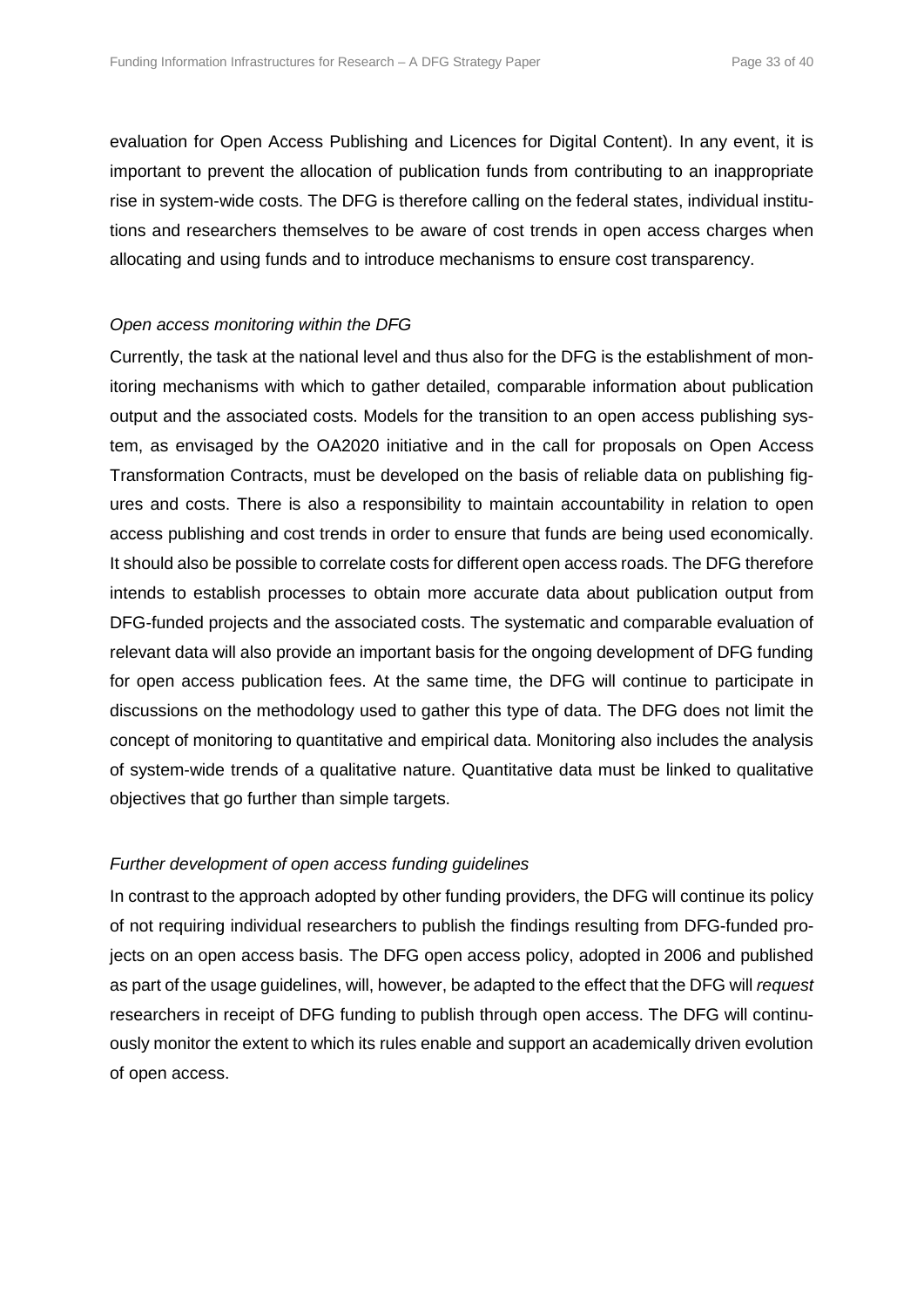evaluation for Open Access Publishing and Licences for Digital Content). In any event, it is important to prevent the allocation of publication funds from contributing to an inappropriate rise in system-wide costs. The DFG is therefore calling on the federal states, individual institutions and researchers themselves to be aware of cost trends in open access charges when allocating and using funds and to introduce mechanisms to ensure cost transparency.

*Open access monitoring within the DFG*

Currently, the task at the national level and thus also for the DFG is the establishment of monitoring mechanisms with which to gather detailed, comparable information about publication output and the associated costs. Models for the transition to an open access publishing system, as envisaged by the OA2020 initiative and in the call for proposals on Open Access Transformation Contracts, must be developed on the basis of reliable data on publishing figures and costs. There is also a responsibility to maintain accountability in relation to open access publishing and cost trends in order to ensure that funds are being used economically. It should also be possible to correlate costs for different open access roads. The DFG therefore intends to establish processes to obtain more accurate data about publication output from DFG-funded projects and the associated costs. The systematic and comparable evaluation of relevant data will also provide an important basis for the ongoing development of DFG funding for open access publication fees. At the same time, the DFG will continue to participate in discussions on the methodology used to gather this type of data. The DFG does not limit the concept of monitoring to quantitative and empirical data. Monitoring also includes the analysis of system-wide trends of a qualitative nature. Quantitative data must be linked to qualitative objectives that go further than simple targets.

*Further development of open access funding guidelines*

In contrast to the approach adopted by other funding providers, the DFG will continue its policy of not requiring individual researchers to publish the findings resulting from DFG-funded projects on an open access basis. The DFG open access policy, adopted in 2006 and published as part of the usage guidelines, will, however, be adapted to the effect that the DFG will *request* researchers in receipt of DFG funding to publish through open access. The DFG will continuously monitor the extent to which its rules enable and support an academically driven evolution of open access.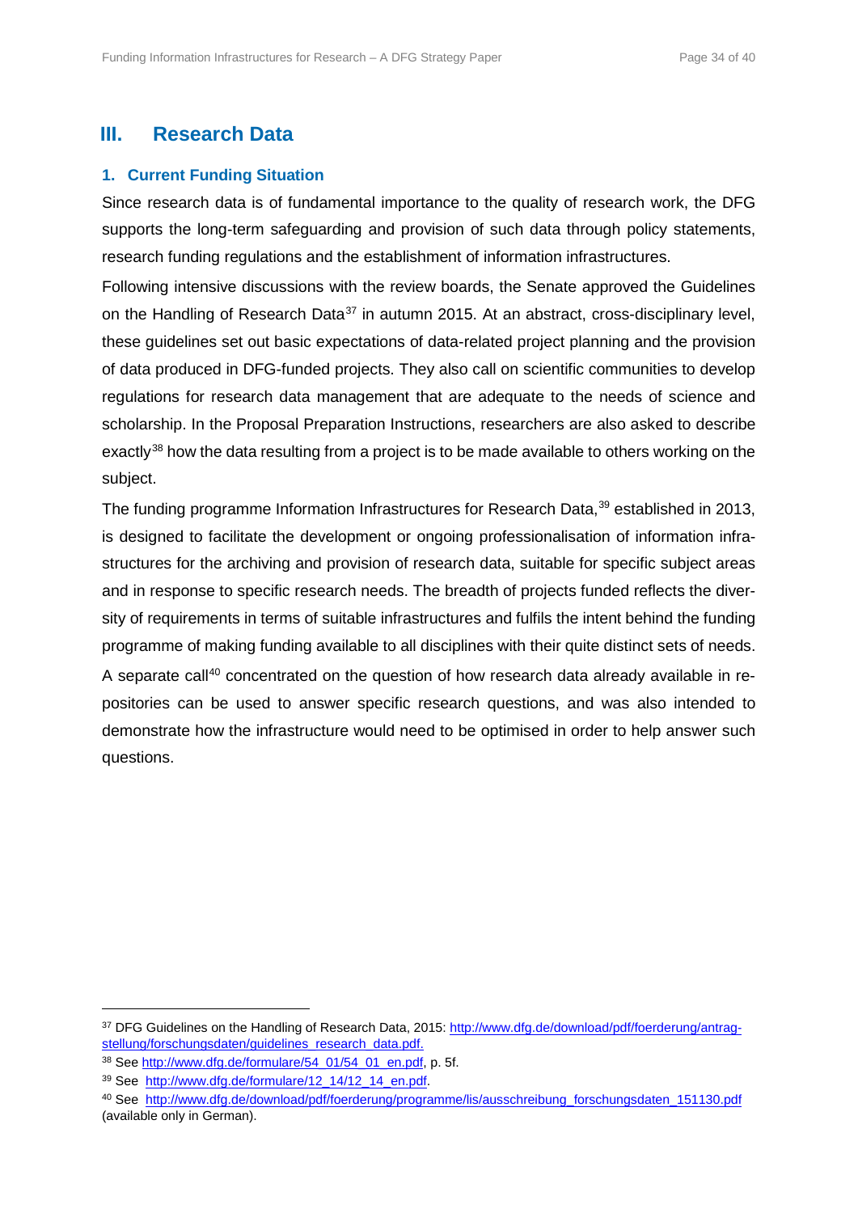# III. Research Data

## 1. Current Funding Situation

Since research data is of fundamental importance to the quality of research work, the DFG supports the long-term safeguarding and provision of such data through policy statements, research funding regulations and the establishment of information infrastructures.

Following intensive discussions with the review boards, the Senate approved the Guidelines on the Handling of Research Data[37] in autumn 2015. At an abstract, cross-disciplinary level, these guidelines set out basic expectations of data-related project planning and the provision of data produced in DFG-funded projects. They also call on scientific communities to develop regulations for research data management that are adequate to the needs of science and scholarship. In the Proposal Preparation Instructions, researchers are also asked to describe exactly[38] how the data resulting from a project is to be made available to others working on the subject.

The funding programme Information Infrastructures for Research Data,[39] established in 2013, is designed to facilitate the development or ongoing professionalisation of information infrastructures for the archiving and provision of research data, suitable for specific subject areas and in response to specific research needs. The breadth of projects funded reflects the diversity of requirements in terms of suitable infrastructures and fulfils the intent behind the funding programme of making funding available to all disciplines with their quite distinct sets of needs. A separate call[40] concentrated on the question of how research data already available in repositories can be used to answer specific research questions, and was also intended to demonstrate how the infrastructure would need to be optimised in order to help answer such questions.

---

[37] DFG Guidelines on the Handling of Research Data, 2015: http://www.dfg.de/download/pdf/foerderung/antragstellung/forschungsdaten/guidelines_research_data.pdf.

[38] See http://www.dfg.de/formulare/54_01/54_01_en.pdf, p. 5f.

[39] See http://www.dfg.de/formulare/12_14/12_14_en.pdf.

[40] See http://www.dfg.de/download/pdf/foerderung/programme/lis/ausschreibung_forschungsdaten_151130.pdf (available only in German).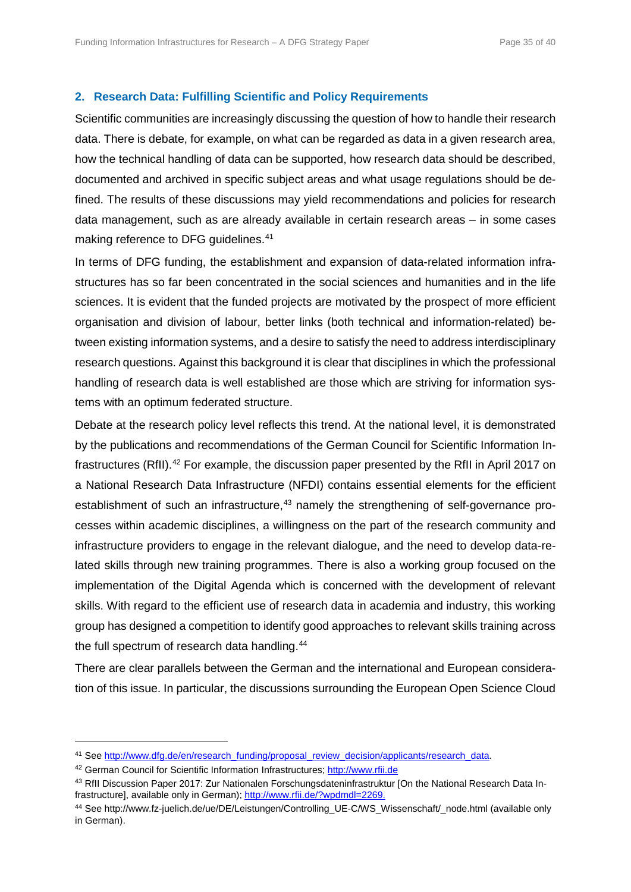## 2. Research Data: Fulfilling Scientific and Policy Requirements

Scientific communities are increasingly discussing the question of how to handle their research data. There is debate, for example, on what can be regarded as data in a given research area, how the technical handling of data can be supported, how research data should be described, documented and archived in specific subject areas and what usage regulations should be defined. The results of these discussions may yield recommendations and policies for research data management, such as are already available in certain research areas – in some cases making reference to DFG guidelines.[41]

In terms of DFG funding, the establishment and expansion of data-related information infrastructures has so far been concentrated in the social sciences and humanities and in the life sciences. It is evident that the funded projects are motivated by the prospect of more efficient organisation and division of labour, better links (both technical and information-related) between existing information systems, and a desire to satisfy the need to address interdisciplinary research questions. Against this background it is clear that disciplines in which the professional handling of research data is well established are those which are striving for information systems with an optimum federated structure.

Debate at the research policy level reflects this trend. At the national level, it is demonstrated by the publications and recommendations of the German Council for Scientific Information Infrastructures (RfII).[42] For example, the discussion paper presented by the RfII in April 2017 on a National Research Data Infrastructure (NFDI) contains essential elements for the efficient establishment of such an infrastructure,[43] namely the strengthening of self-governance processes within academic disciplines, a willingness on the part of the research community and infrastructure providers to engage in the relevant dialogue, and the need to develop data-related skills through new training programmes. There is also a working group focused on the implementation of the Digital Agenda which is concerned with the development of relevant skills. With regard to the efficient use of research data in academia and industry, this working group has designed a competition to identify good approaches to relevant skills training across the full spectrum of research data handling.[44]

There are clear parallels between the German and the international and European consideration of this issue. In particular, the discussions surrounding the European Open Science Cloud

---

[41] See http://www.dfg.de/en/research_funding/proposal_review_decision/applicants/research_data.

[42] German Council for Scientific Information Infrastructures; http://www.rfii.de

[43] RfII Discussion Paper 2017: Zur Nationalen Forschungsdateninfrastruktur [On the National Research Data Infrastructure], available only in German); http://www.rfii.de/?wpdmdl=2269.

[44] See http://www.fz-juelich.de/ue/DE/Leistungen/Controlling_UE-C/WS_Wissenschaft/_node.html (available only in German).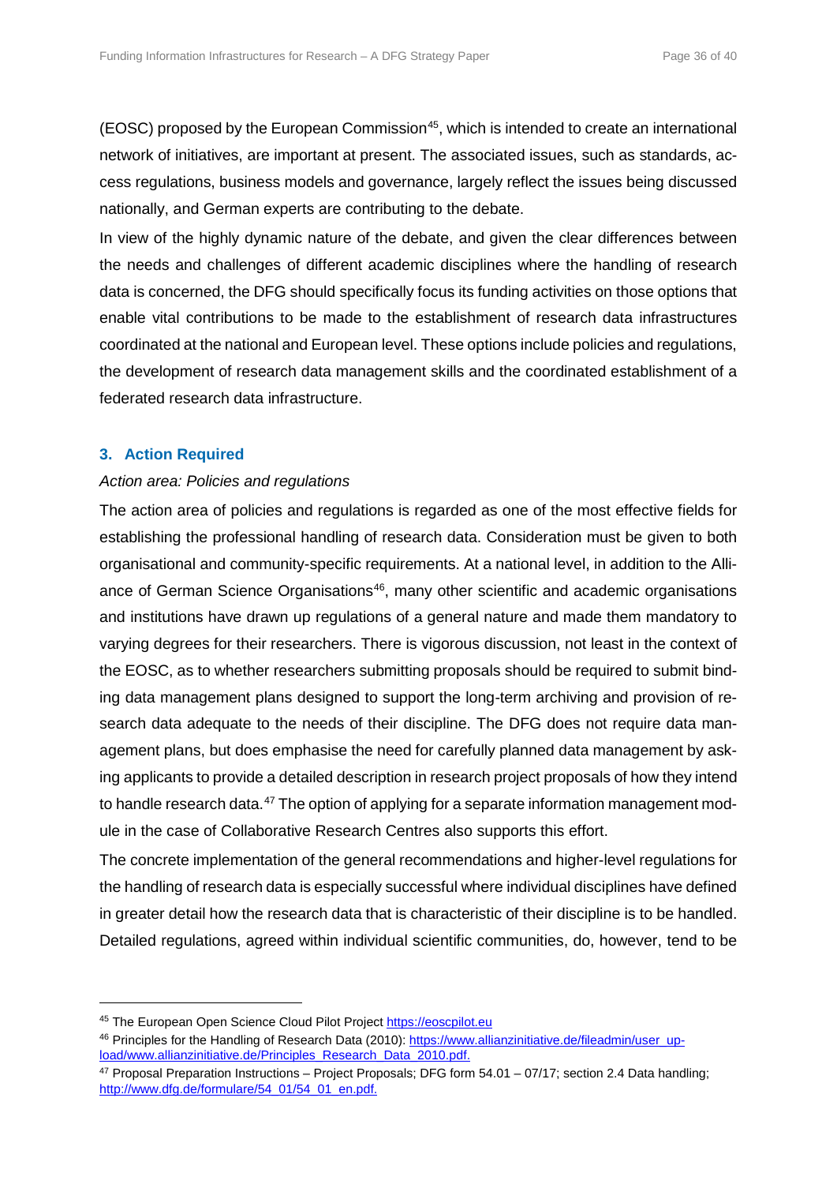(EOSC) proposed by the European Commission[45], which is intended to create an international network of initiatives, are important at present. The associated issues, such as standards, access regulations, business models and governance, largely reflect the issues being discussed nationally, and German experts are contributing to the debate.

In view of the highly dynamic nature of the debate, and given the clear differences between the needs and challenges of different academic disciplines where the handling of research data is concerned, the DFG should specifically focus its funding activities on those options that enable vital contributions to be made to the establishment of research data infrastructures coordinated at the national and European level. These options include policies and regulations, the development of research data management skills and the coordinated establishment of a federated research data infrastructure.

## 3. Action Required

*Action area: Policies and regulations*

The action area of policies and regulations is regarded as one of the most effective fields for establishing the professional handling of research data. Consideration must be given to both organisational and community-specific requirements. At a national level, in addition to the Alliance of German Science Organisations[46], many other scientific and academic organisations and institutions have drawn up regulations of a general nature and made them mandatory to varying degrees for their researchers. There is vigorous discussion, not least in the context of the EOSC, as to whether researchers submitting proposals should be required to submit binding data management plans designed to support the long-term archiving and provision of research data adequate to the needs of their discipline. The DFG does not require data management plans, but does emphasise the need for carefully planned data management by asking applicants to provide a detailed description in research project proposals of how they intend to handle research data.[47] The option of applying for a separate information management module in the case of Collaborative Research Centres also supports this effort.

The concrete implementation of the general recommendations and higher-level regulations for the handling of research data is especially successful where individual disciplines have defined in greater detail how the research data that is characteristic of their discipline is to be handled. Detailed regulations, agreed within individual scientific communities, do, however, tend to be

---

[45] The European Open Science Cloud Pilot Project https://eoscpilot.eu

[46] Principles for the Handling of Research Data (2010): https://www.allianzinitiative.de/fileadmin/user_upload/www.allianzinitiative.de/Principles_Research_Data_2010.pdf.

[47] Proposal Preparation Instructions – Project Proposals; DFG form 54.01 – 07/17; section 2.4 Data handling; http://www.dfg.de/formulare/54_01/54_01_en.pdf.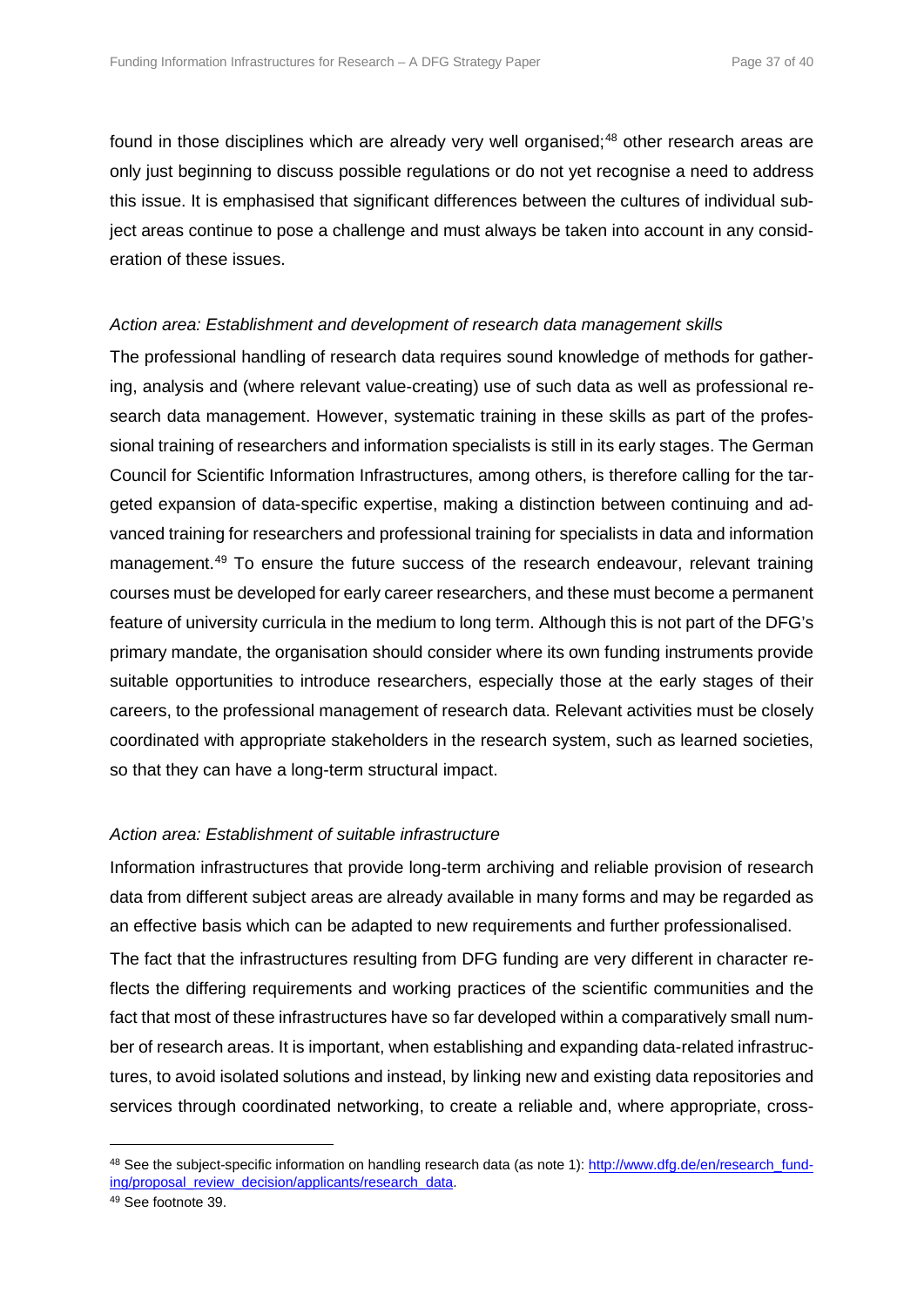found in those disciplines which are already very well organised;[48] other research areas are only just beginning to discuss possible regulations or do not yet recognise a need to address this issue. It is emphasised that significant differences between the cultures of individual subject areas continue to pose a challenge and must always be taken into account in any consideration of these issues.

*Action area: Establishment and development of research data management skills*

The professional handling of research data requires sound knowledge of methods for gathering, analysis and (where relevant value-creating) use of such data as well as professional research data management. However, systematic training in these skills as part of the professional training of researchers and information specialists is still in its early stages. The German Council for Scientific Information Infrastructures, among others, is therefore calling for the targeted expansion of data-specific expertise, making a distinction between continuing and advanced training for researchers and professional training for specialists in data and information management.[49] To ensure the future success of the research endeavour, relevant training courses must be developed for early career researchers, and these must become a permanent feature of university curricula in the medium to long term. Although this is not part of the DFG's primary mandate, the organisation should consider where its own funding instruments provide suitable opportunities to introduce researchers, especially those at the early stages of their careers, to the professional management of research data. Relevant activities must be closely coordinated with appropriate stakeholders in the research system, such as learned societies, so that they can have a long-term structural impact.

*Action area: Establishment of suitable infrastructure*

Information infrastructures that provide long-term archiving and reliable provision of research data from different subject areas are already available in many forms and may be regarded as an effective basis which can be adapted to new requirements and further professionalised.

The fact that the infrastructures resulting from DFG funding are very different in character reflects the differing requirements and working practices of the scientific communities and the fact that most of these infrastructures have so far developed within a comparatively small number of research areas. It is important, when establishing and expanding data-related infrastructures, to avoid isolated solutions and instead, by linking new and existing data repositories and services through coordinated networking, to create a reliable and, where appropriate, cross-

---

[48] See the subject-specific information on handling research data (as note 1): http://www.dfg.de/en/research_funding/proposal_review_decision/applicants/research_data.

[49] See footnote 39.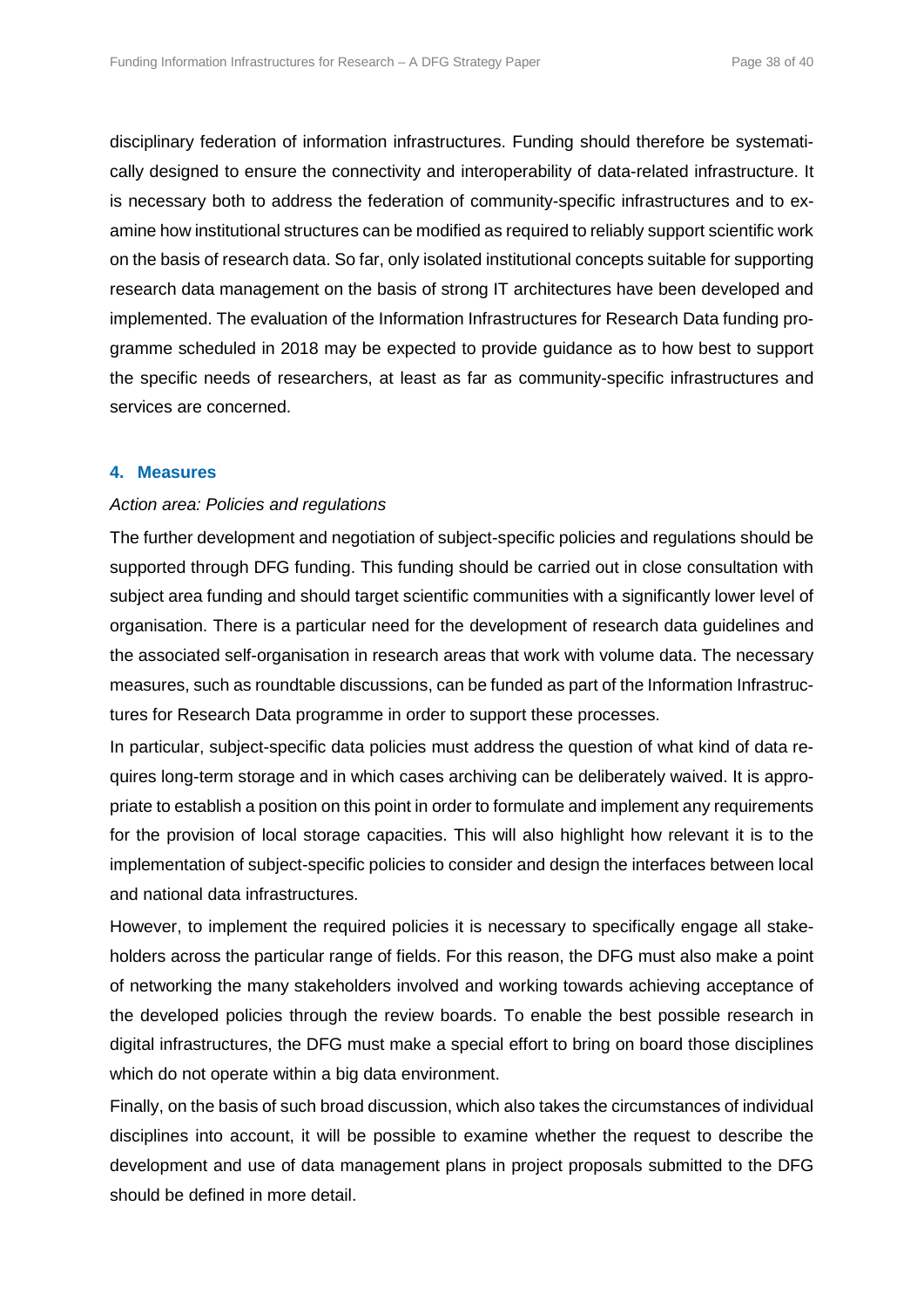disciplinary federation of information infrastructures. Funding should therefore be systematically designed to ensure the connectivity and interoperability of data-related infrastructure. It is necessary both to address the federation of community-specific infrastructures and to examine how institutional structures can be modified as required to reliably support scientific work on the basis of research data. So far, only isolated institutional concepts suitable for supporting research data management on the basis of strong IT architectures have been developed and implemented. The evaluation of the Information Infrastructures for Research Data funding programme scheduled in 2018 may be expected to provide guidance as to how best to support the specific needs of researchers, at least as far as community-specific infrastructures and services are concerned.

## 4. Measures

*Action area: Policies and regulations*

The further development and negotiation of subject-specific policies and regulations should be supported through DFG funding. This funding should be carried out in close consultation with subject area funding and should target scientific communities with a significantly lower level of organisation. There is a particular need for the development of research data guidelines and the associated self-organisation in research areas that work with volume data. The necessary measures, such as roundtable discussions, can be funded as part of the Information Infrastructures for Research Data programme in order to support these processes.

In particular, subject-specific data policies must address the question of what kind of data requires long-term storage and in which cases archiving can be deliberately waived. It is appropriate to establish a position on this point in order to formulate and implement any requirements for the provision of local storage capacities. This will also highlight how relevant it is to the implementation of subject-specific policies to consider and design the interfaces between local and national data infrastructures.

However, to implement the required policies it is necessary to specifically engage all stakeholders across the particular range of fields. For this reason, the DFG must also make a point of networking the many stakeholders involved and working towards achieving acceptance of the developed policies through the review boards. To enable the best possible research in digital infrastructures, the DFG must make a special effort to bring on board those disciplines which do not operate within a big data environment.

Finally, on the basis of such broad discussion, which also takes the circumstances of individual disciplines into account, it will be possible to examine whether the request to describe the development and use of data management plans in project proposals submitted to the DFG should be defined in more detail.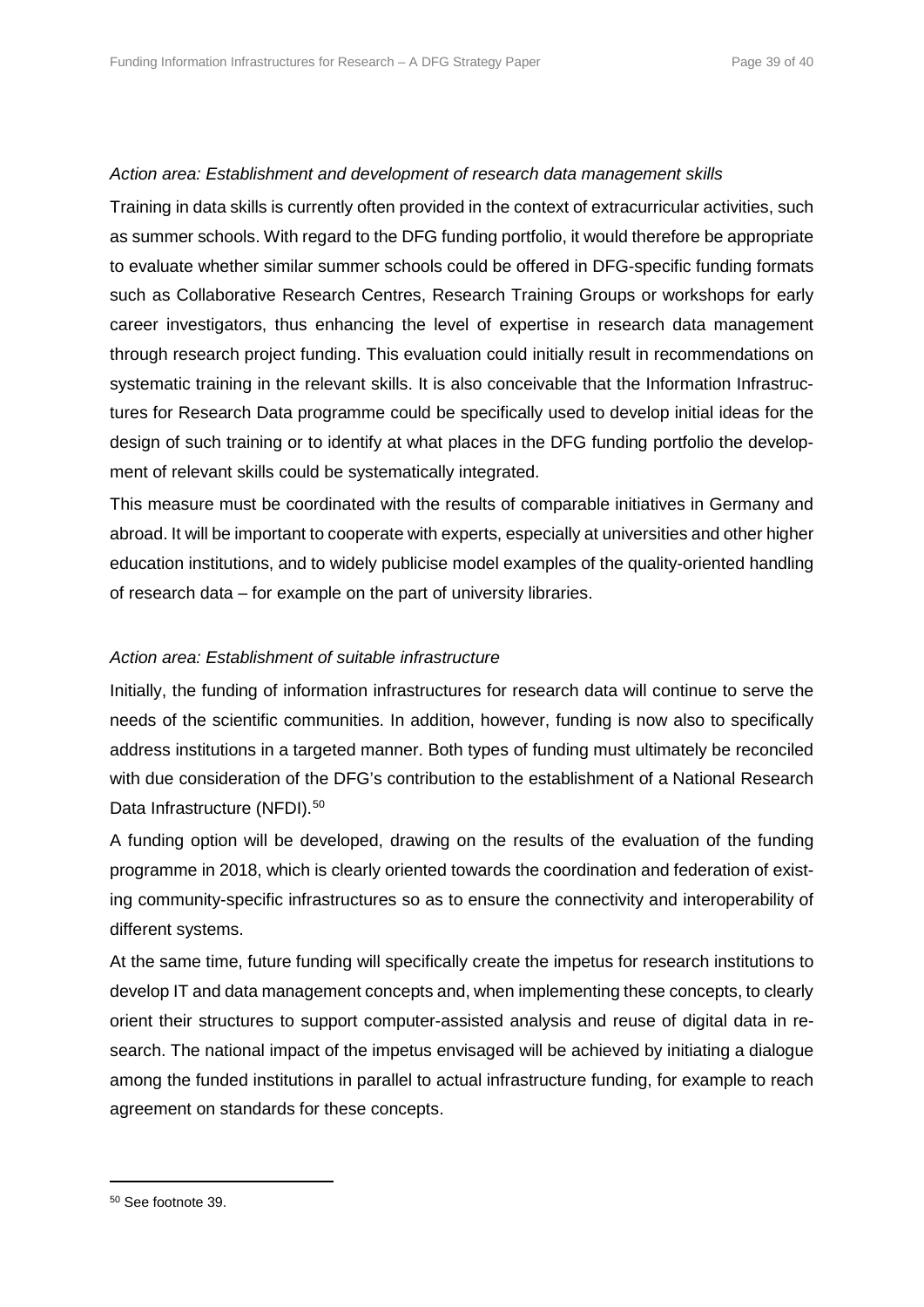*Action area: Establishment and development of research data management skills*

Training in data skills is currently often provided in the context of extracurricular activities, such as summer schools. With regard to the DFG funding portfolio, it would therefore be appropriate to evaluate whether similar summer schools could be offered in DFG-specific funding formats such as Collaborative Research Centres, Research Training Groups or workshops for early career investigators, thus enhancing the level of expertise in research data management through research project funding. This evaluation could initially result in recommendations on systematic training in the relevant skills. It is also conceivable that the Information Infrastructures for Research Data programme could be specifically used to develop initial ideas for the design of such training or to identify at what places in the DFG funding portfolio the development of relevant skills could be systematically integrated.

This measure must be coordinated with the results of comparable initiatives in Germany and abroad. It will be important to cooperate with experts, especially at universities and other higher education institutions, and to widely publicise model examples of the quality-oriented handling of research data – for example on the part of university libraries.

*Action area: Establishment of suitable infrastructure*

Initially, the funding of information infrastructures for research data will continue to serve the needs of the scientific communities. In addition, however, funding is now also to specifically address institutions in a targeted manner. Both types of funding must ultimately be reconciled with due consideration of the DFG's contribution to the establishment of a National Research Data Infrastructure (NFDI).[50]

A funding option will be developed, drawing on the results of the evaluation of the funding programme in 2018, which is clearly oriented towards the coordination and federation of existing community-specific infrastructures so as to ensure the connectivity and interoperability of different systems.

At the same time, future funding will specifically create the impetus for research institutions to develop IT and data management concepts and, when implementing these concepts, to clearly orient their structures to support computer-assisted analysis and reuse of digital data in research. The national impact of the impetus envisaged will be achieved by initiating a dialogue among the funded institutions in parallel to actual infrastructure funding, for example to reach agreement on standards for these concepts.

[50] See footnote 39.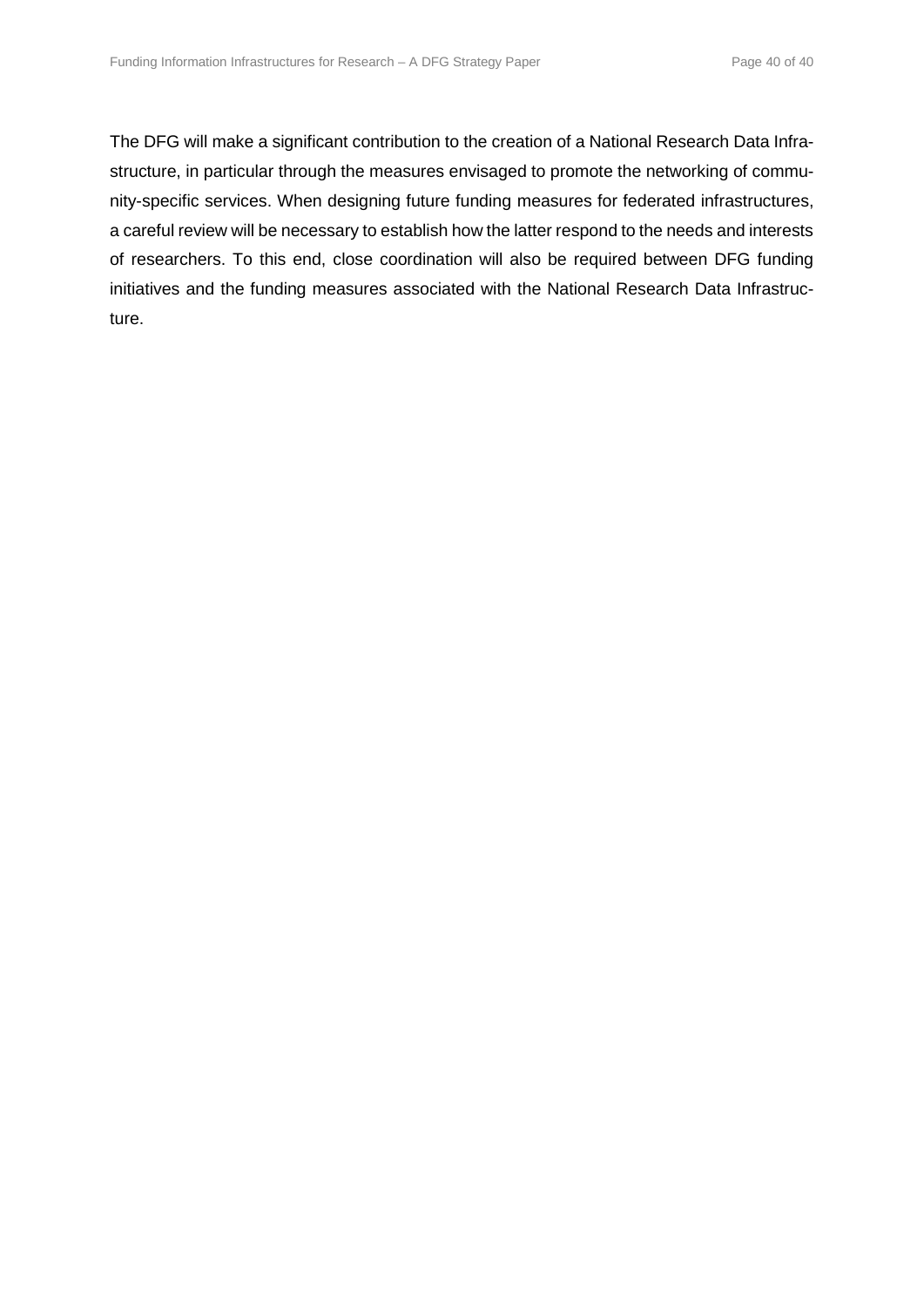The DFG will make a significant contribution to the creation of a National Research Data Infrastructure, in particular through the measures envisaged to promote the networking of community-specific services. When designing future funding measures for federated infrastructures, a careful review will be necessary to establish how the latter respond to the needs and interests of researchers. To this end, close coordination will also be required between DFG funding initiatives and the funding measures associated with the National Research Data Infrastructure.